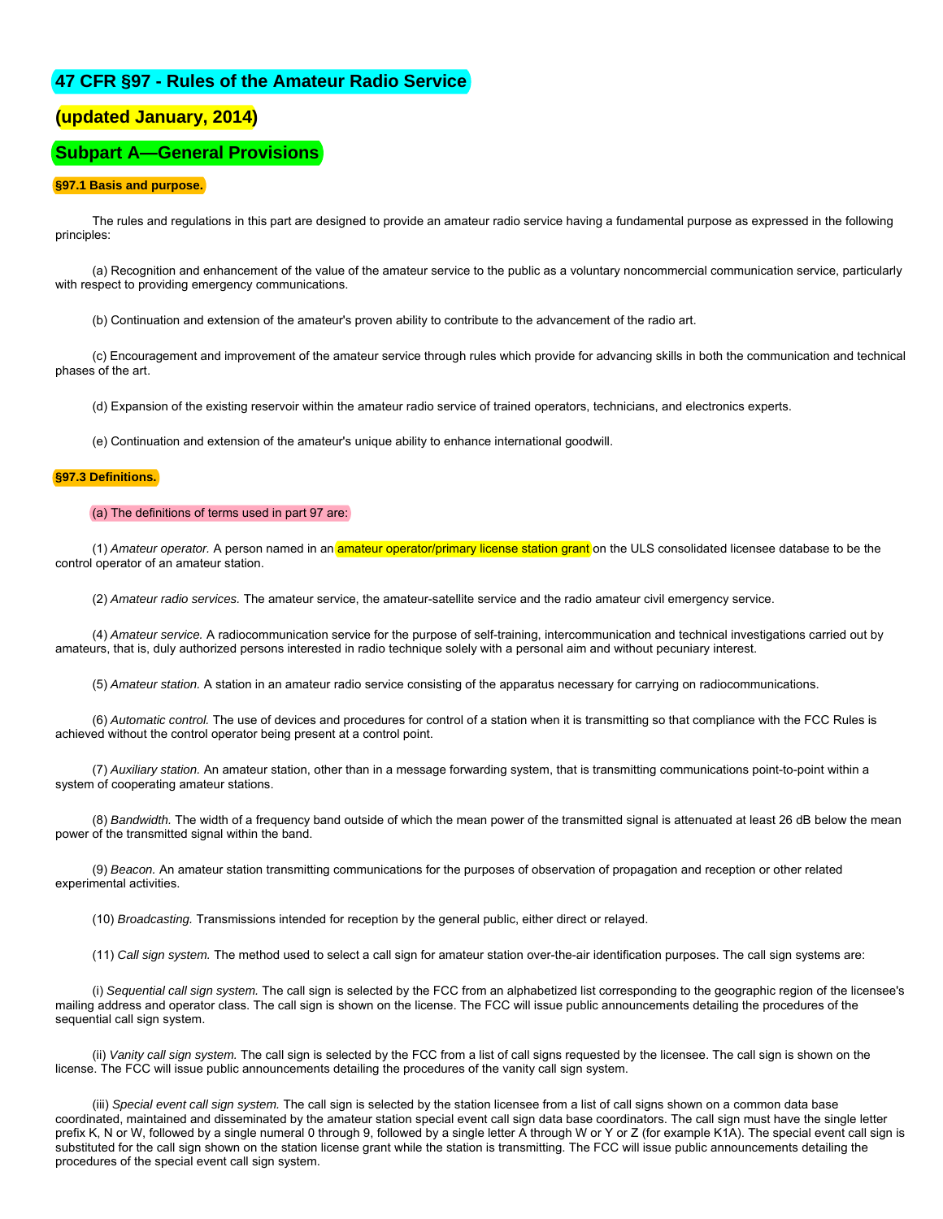# 47 CFR §97 - Rules of the Amateur Radio Service

## (updated January, 2014)

## Subpart A—General Provisions

### §97.1 Basis and purpose.

The rules and regulations in this part are designed to provide an amateur radio service having a fundamental purpose as expressed in the following principles:

(a) Recognition and enhancement of the value of the amateur service to the public as a voluntary noncommercial communication service, particularly with respect to providing emergency communications.

(b) Continuation and extension of the amateur's proven ability to contribute to the advancement of the radio art.

(c) Encouragement and improvement of the amateur service through rules which provide for advancing skills in both the communication and technical phases of the art.

(d) Expansion of the existing reservoir within the amateur radio service of trained operators, technicians, and electronics experts.

(e) Continuation and extension of the amateur's unique ability to enhance international goodwill.

### §97.3 Definitions.

(a) The definitions of terms used in part 97 are:

(1) *Amateur operator.* A person named in an amateur operator/primary license station grant on the ULS consolidated licensee database to be the control operator of an amateur station.

(2) *Amateur radio services.* The amateur service, the amateur-satellite service and the radio amateur civil emergency service.

(4) *Amateur service.* A radiocommunication service for the purpose of self-training, intercommunication and technical investigations carried out by amateurs, that is, duly authorized persons interested in radio technique solely with a personal aim and without pecuniary interest.

(5) *Amateur station.* A station in an amateur radio service consisting of the apparatus necessary for carrying on radiocommunications.

(6) *Automatic control.* The use of devices and procedures for control of a station when it is transmitting so that compliance with the FCC Rules is achieved without the control operator being present at a control point.

(7) *Auxiliary station.* An amateur station, other than in a message forwarding system, that is transmitting communications point-to-point within a system of cooperating amateur stations.

(8) *Bandwidth.* The width of a frequency band outside of which the mean power of the transmitted signal is attenuated at least 26 dB below the mean power of the transmitted signal within the band.

(9) *Beacon.* An amateur station transmitting communications for the purposes of observation of propagation and reception or other related experimental activities.

(10) *Broadcasting.* Transmissions intended for reception by the general public, either direct or relayed.

(11) *Call sign system.* The method used to select a call sign for amateur station over-the-air identification purposes. The call sign systems are:

(i) *Sequential call sign system.* The call sign is selected by the FCC from an alphabetized list corresponding to the geographic region of the licensee's mailing address and operator class. The call sign is shown on the license. The FCC will issue public announcements detailing the procedures of the sequential call sign system.

(ii) *Vanity call sign system.* The call sign is selected by the FCC from a list of call signs requested by the licensee. The call sign is shown on the license. The FCC will issue public announcements detailing the procedures of the vanity call sign system.

(iii) *Special event call sign system.* The call sign is selected by the station licensee from a list of call signs shown on a common data base coordinated, maintained and disseminated by the amateur station special event call sign data base coordinators. The call sign must have the single letter prefix K, N or W, followed by a single numeral 0 through 9, followed by a single letter A through W or Y or Z (for example K1A). The special event call sign is substituted for the call sign shown on the station license grant while the station is transmitting. The FCC will issue public announcements detailing the procedures of the special event call sign system.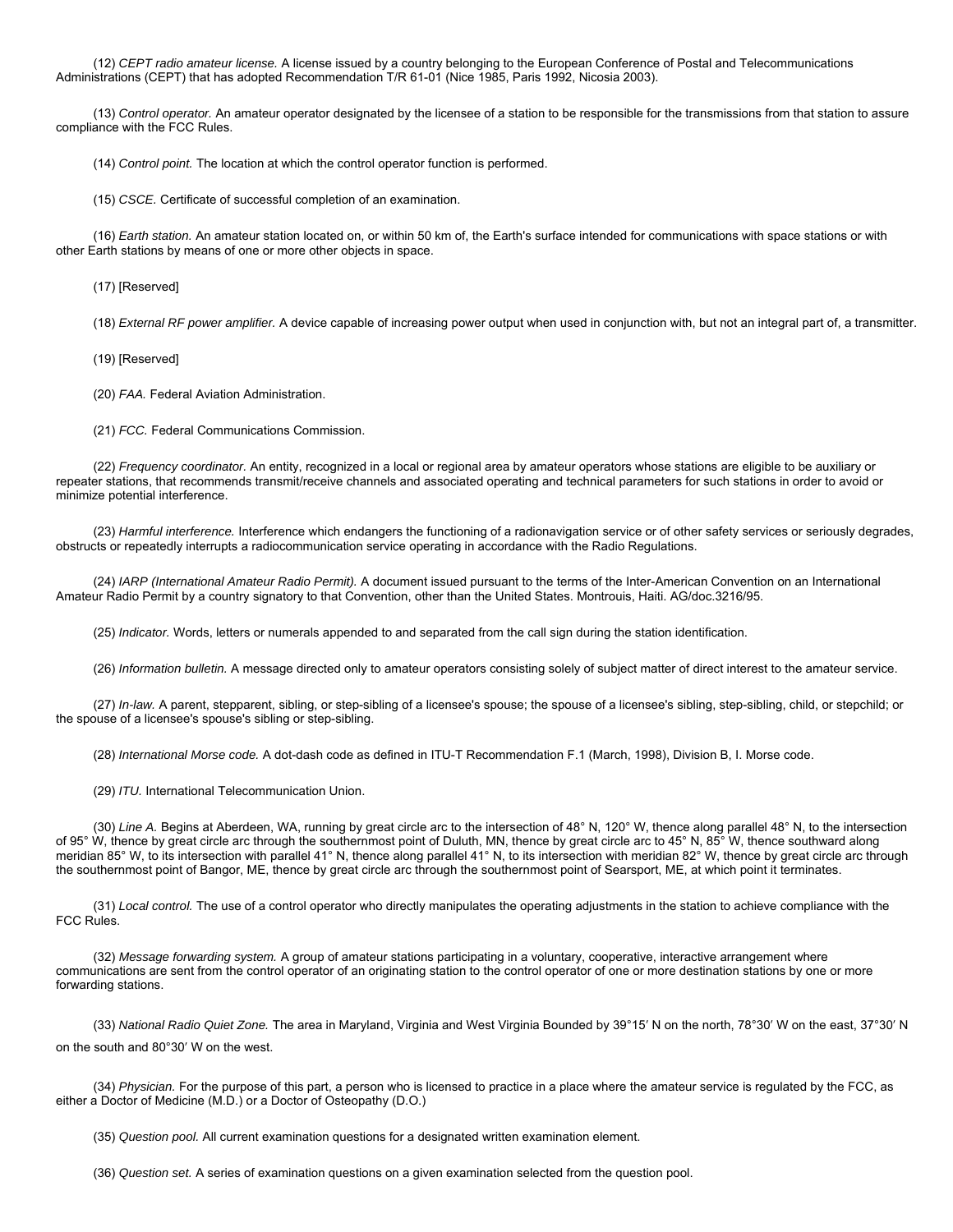(12) *CEPT radio amateur license.* A license issued by a country belonging to the European Conference of Postal and Telecommunications Administrations (CEPT) that has adopted Recommendation T/R 61-01 (Nice 1985, Paris 1992, Nicosia 2003).

(13) *Control operator.* An amateur operator designated by the licensee of a station to be responsible for the transmissions from that station to assure compliance with the FCC Rules.

(14) *Control point.* The location at which the control operator function is performed.

(15) *CSCE.* Certificate of successful completion of an examination.

(16) *Earth station.* An amateur station located on, or within 50 km of, the Earth's surface intended for communications with space stations or with other Earth stations by means of one or more other objects in space.

(17) [Reserved]

(18) *External RF power amplifier.* A device capable of increasing power output when used in conjunction with, but not an integral part of, a transmitter.

(19) [Reserved]

(20) *FAA.* Federal Aviation Administration.

(21) *FCC.* Federal Communications Commission.

(22) *Frequency coordinator.* An entity, recognized in a local or regional area by amateur operators whose stations are eligible to be auxiliary or repeater stations, that recommends transmit/receive channels and associated operating and technical parameters for such stations in order to avoid or minimize potential interference.

(23) *Harmful interference.* Interference which endangers the functioning of a radionavigation service or of other safety services or seriously degrades, obstructs or repeatedly interrupts a radiocommunication service operating in accordance with the Radio Regulations.

(24) *IARP (International Amateur Radio Permit).* A document issued pursuant to the terms of the Inter-American Convention on an International Amateur Radio Permit by a country signatory to that Convention, other than the United States. Montrouis, Haiti. AG/doc.3216/95.

(25) *Indicator.* Words, letters or numerals appended to and separated from the call sign during the station identification.

(26) *Information bulletin.* A message directed only to amateur operators consisting solely of subject matter of direct interest to the amateur service.

(27) *In-law.* A parent, stepparent, sibling, or step-sibling of a licensee's spouse; the spouse of a licensee's sibling, step-sibling, child, or stepchild; or the spouse of a licensee's spouse's sibling or step-sibling.

(28) *International Morse code.* A dot-dash code as defined in ITU-T Recommendation F.1 (March, 1998), Division B, I. Morse code.

(29) *ITU.* International Telecommunication Union.

(30) *Line A.* Begins at Aberdeen, WA, running by great circle arc to the intersection of 48° N, 120° W, thence along parallel 48° N, to the intersection of 95° W, thence by great circle arc through the southernmost point of Duluth, MN, thence by great circle arc to 45° N, 85° W, thence southward along meridian 85° W, to its intersection with parallel 41° N, thence along parallel 41° N, to its intersection with meridian 82° W, thence by great circle arc through the southernmost point of Bangor, ME, thence by great circle arc through the southernmost point of Searsport, ME, at which point it terminates.

(31) *Local control.* The use of a control operator who directly manipulates the operating adjustments in the station to achieve compliance with the FCC Rules.

(32) *Message forwarding system.* A group of amateur stations participating in a voluntary, cooperative, interactive arrangement where communications are sent from the control operator of an originating station to the control operator of one or more destination stations by one or more forwarding stations.

(33) *National Radio Quiet Zone.* The area in Maryland, Virginia and West Virginia Bounded by 39°15′ N on the north, 78°30′ W on the east, 37°30′ N on the south and 80°30′ W on the west.

(34) *Physician.* For the purpose of this part, a person who is licensed to practice in a place where the amateur service is regulated by the FCC, as either a Doctor of Medicine (M.D.) or a Doctor of Osteopathy (D.O.)

(35) *Question pool.* All current examination questions for a designated written examination element.

(36) *Question set.* A series of examination questions on a given examination selected from the question pool.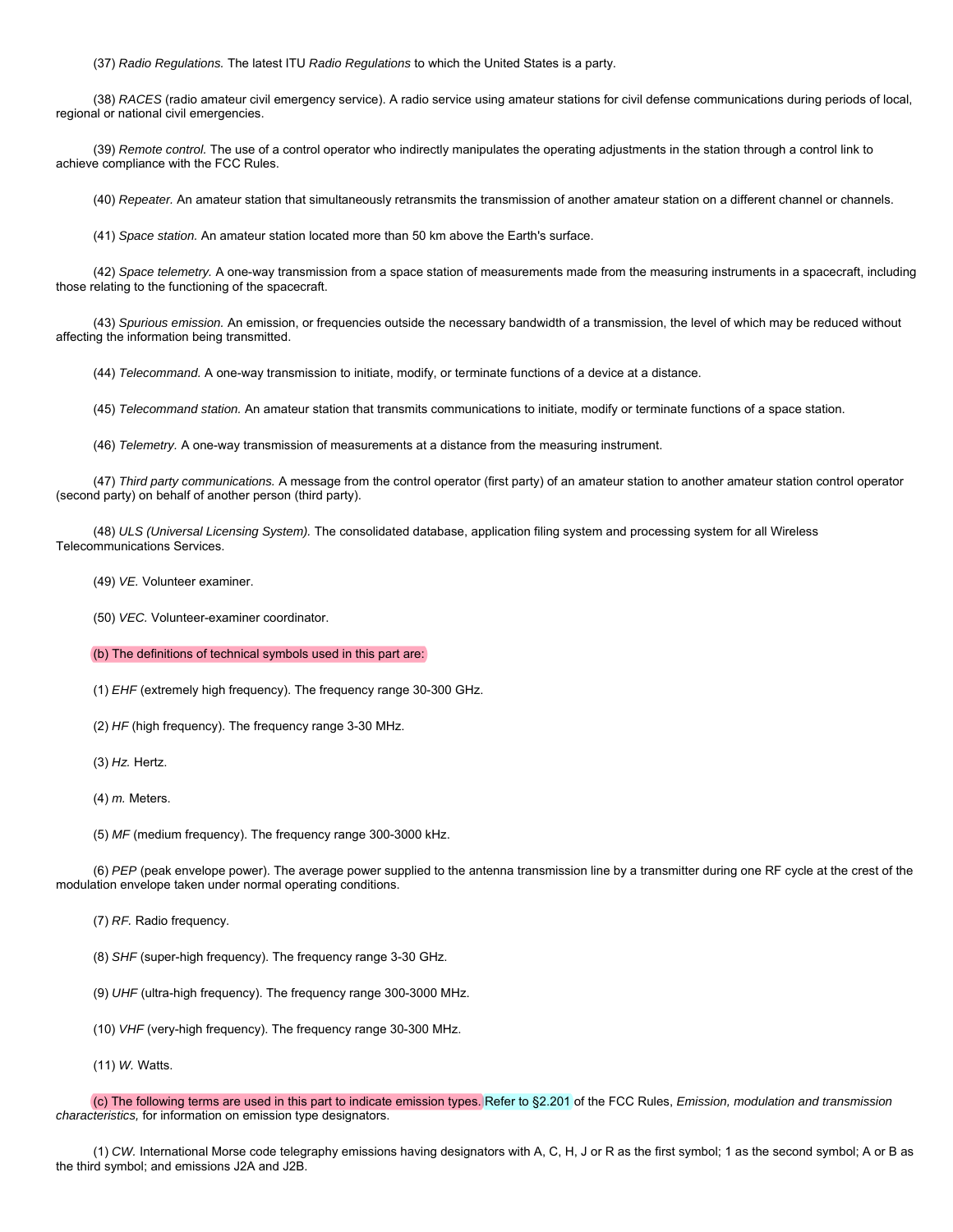(37) *Radio Regulations.* The latest ITU *Radio Regulations* to which the United States is a party.

(38) *RACES* (radio amateur civil emergency service). A radio service using amateur stations for civil defense communications during periods of local, regional or national civil emergencies.

(39) *Remote control.* The use of a control operator who indirectly manipulates the operating adjustments in the station through a control link to achieve compliance with the FCC Rules.

(40) *Repeater.* An amateur station that simultaneously retransmits the transmission of another amateur station on a different channel or channels.

(41) *Space station.* An amateur station located more than 50 km above the Earth's surface.

(42) *Space telemetry.* A one-way transmission from a space station of measurements made from the measuring instruments in a spacecraft, including those relating to the functioning of the spacecraft.

(43) *Spurious emission.* An emission, or frequencies outside the necessary bandwidth of a transmission, the level of which may be reduced without affecting the information being transmitted.

(44) *Telecommand.* A one-way transmission to initiate, modify, or terminate functions of a device at a distance.

(45) *Telecommand station.* An amateur station that transmits communications to initiate, modify or terminate functions of a space station.

(46) *Telemetry.* A one-way transmission of measurements at a distance from the measuring instrument.

(47) *Third party communications.* A message from the control operator (first party) of an amateur station to another amateur station control operator (second party) on behalf of another person (third party).

(48) *ULS (Universal Licensing System).* The consolidated database, application filing system and processing system for all Wireless Telecommunications Services.

(49) *VE.* Volunteer examiner.

(50) *VEC.* Volunteer-examiner coordinator.

(b) The definitions of technical symbols used in this part are:

(1) *EHF* (extremely high frequency). The frequency range 30-300 GHz.

(2) *HF* (high frequency). The frequency range 3-30 MHz.

(3) *Hz.* Hertz.

(4) *m.* Meters.

(5) *MF* (medium frequency). The frequency range 300-3000 kHz.

(6) *PEP* (peak envelope power). The average power supplied to the antenna transmission line by a transmitter during one RF cycle at the crest of the modulation envelope taken under normal operating conditions.

(7) *RF.* Radio frequency.

(8) *SHF* (super-high frequency). The frequency range 3-30 GHz.

(9) *UHF* (ultra-high frequency). The frequency range 300-3000 MHz.

(10) *VHF* (very-high frequency). The frequency range 30-300 MHz.

(11) *W.* Watts.

(c) The following terms are used in this part to indicate emission types. Refer to §2.201 of the FCC Rules, *Emission, modulation and transmission characteristics,* for information on emission type designators.

(1) *CW.* International Morse code telegraphy emissions having designators with A, C, H, J or R as the first symbol; 1 as the second symbol; A or B as the third symbol; and emissions J2A and J2B.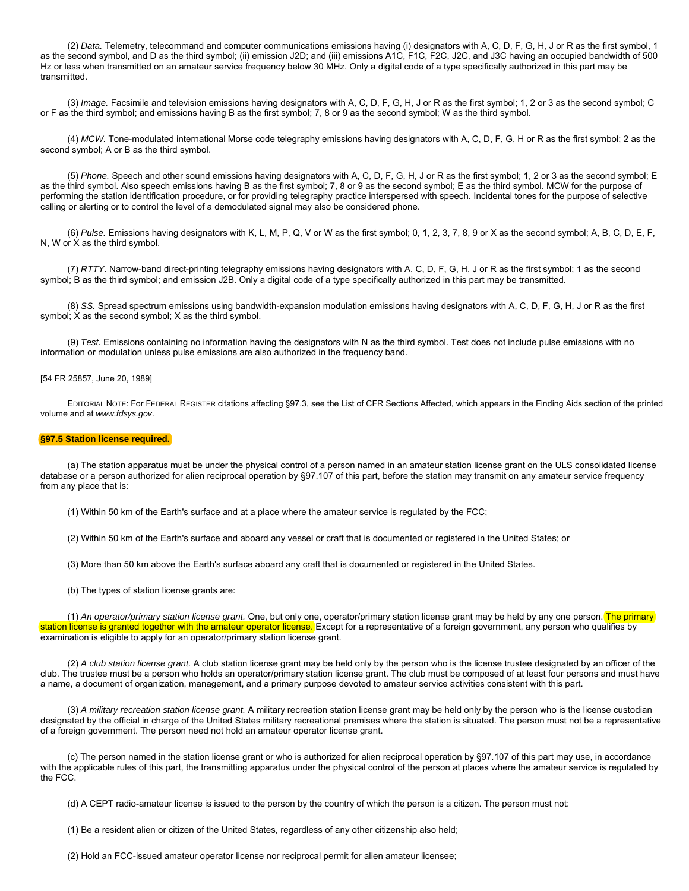(2) *Data.* Telemetry, telecommand and computer communications emissions having (i) designators with A, C, D, F, G, H, J or R as the first symbol, 1 as the second symbol, and D as the third symbol; (ii) emission J2D; and (iii) emissions A1C, F1C, F2C, J2C, and J3C having an occupied bandwidth of 500 Hz or less when transmitted on an amateur service frequency below 30 MHz. Only a digital code of a type specifically authorized in this part may be transmitted.

(3) *Image.* Facsimile and television emissions having designators with A, C, D, F, G, H, J or R as the first symbol; 1, 2 or 3 as the second symbol; C or F as the third symbol; and emissions having B as the first symbol; 7, 8 or 9 as the second symbol; W as the third symbol.

(4) *MCW.* Tone-modulated international Morse code telegraphy emissions having designators with A, C, D, F, G, H or R as the first symbol; 2 as the second symbol; A or B as the third symbol.

(5) *Phone.* Speech and other sound emissions having designators with A, C, D, F, G, H, J or R as the first symbol; 1, 2 or 3 as the second symbol; E as the third symbol. Also speech emissions having B as the first symbol; 7, 8 or 9 as the second symbol; E as the third symbol. MCW for the purpose of performing the station identification procedure, or for providing telegraphy practice interspersed with speech. Incidental tones for the purpose of selective calling or alerting or to control the level of a demodulated signal may also be considered phone.

(6) *Pulse.* Emissions having designators with K, L, M, P, Q, V or W as the first symbol; 0, 1, 2, 3, 7, 8, 9 or X as the second symbol; A, B, C, D, E, F, N, W or X as the third symbol.

(7) *RTTY.* Narrow-band direct-printing telegraphy emissions having designators with A, C, D, F, G, H, J or R as the first symbol; 1 as the second symbol; B as the third symbol; and emission J2B. Only a digital code of a type specifically authorized in this part may be transmitted.

(8) *SS.* Spread spectrum emissions using bandwidth-expansion modulation emissions having designators with A, C, D, F, G, H, J or R as the first symbol; X as the second symbol; X as the third symbol.

(9) *Test.* Emissions containing no information having the designators with N as the third symbol. Test does not include pulse emissions with no information or modulation unless pulse emissions are also authorized in the frequency band.

[54 FR 25857, June 20, 1989]

EDITORIAL NOTE: For FEDERAL REGISTER citations affecting §97.3, see the List of CFR Sections Affected, which appears in the Finding Aids section of the printed volume and at *www.fdsys.gov*.

**§97.5 Station license required.**

(a) The station apparatus must be under the physical control of a person named in an amateur station license grant on the ULS consolidated license database or a person authorized for alien reciprocal operation by §97.107 of this part, before the station may transmit on any amateur service frequency from any place that is:

(1) Within 50 km of the Earth's surface and at a place where the amateur service is regulated by the FCC;

(2) Within 50 km of the Earth's surface and aboard any vessel or craft that is documented or registered in the United States; or

(3) More than 50 km above the Earth's surface aboard any craft that is documented or registered in the United States.

(b) The types of station license grants are:

(1) *An operator/primary station license grant.* One, but only one, operator/primary station license grant may be held by any one person. The primary station license is granted together with the amateur operator license. Except for a representative of a foreign government, any person who qualifies by examination is eligible to apply for an operator/primary station license grant.

(2) *A club station license grant.* A club station license grant may be held only by the person who is the license trustee designated by an officer of the club. The trustee must be a person who holds an operator/primary station license grant. The club must be composed of at least four persons and must have a name, a document of organization, management, and a primary purpose devoted to amateur service activities consistent with this part.

(3) *A military recreation station license grant.* A military recreation station license grant may be held only by the person who is the license custodian designated by the official in charge of the United States military recreational premises where the station is situated. The person must not be a representative of a foreign government. The person need not hold an amateur operator license grant.

(c) The person named in the station license grant or who is authorized for alien reciprocal operation by §97.107 of this part may use, in accordance with the applicable rules of this part, the transmitting apparatus under the physical control of the person at places where the amateur service is regulated by the FCC.

(d) A CEPT radio-amateur license is issued to the person by the country of which the person is a citizen. The person must not:

(1) Be a resident alien or citizen of the United States, regardless of any other citizenship also held;

(2) Hold an FCC-issued amateur operator license nor reciprocal permit for alien amateur licensee;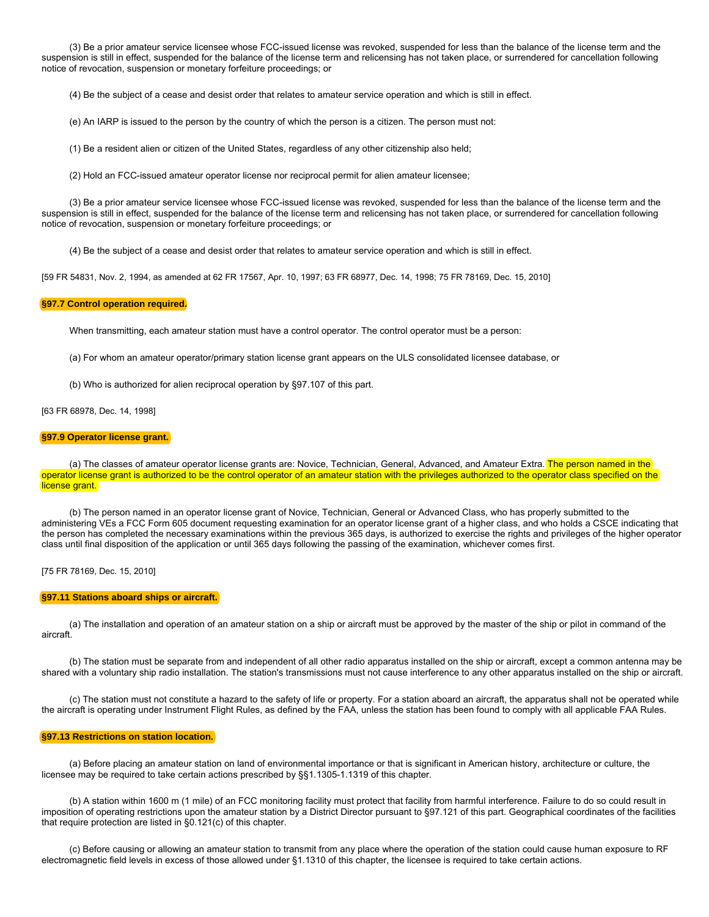(3) Be a prior amateur service licensee whose FCC-issued license was revoked, suspended for less than the balance of the license term and the suspension is still in effect, suspended for the balance of the license term and relicensing has not taken place, or surrendered for cancellation following notice of revocation, suspension or monetary forfeiture proceedings; or

(4) Be the subject of a cease and desist order that relates to amateur service operation and which is still in effect.

(e) An IARP is issued to the person by the country of which the person is a citizen. The person must not:

(1) Be a resident alien or citizen of the United States, regardless of any other citizenship also held;

(2) Hold an FCC-issued amateur operator license nor reciprocal permit for alien amateur licensee;

(3) Be a prior amateur service licensee whose FCC-issued license was revoked, suspended for less than the balance of the license term and the suspension is still in effect, suspended for the balance of the license term and relicensing has not taken place, or surrendered for cancellation following notice of revocation, suspension or monetary forfeiture proceedings; or

(4) Be the subject of a cease and desist order that relates to amateur service operation and which is still in effect.

[59 FR 54831, Nov. 2, 1994, as amended at 62 FR 17567, Apr. 10, 1997; 63 FR 68977, Dec. 14, 1998; 75 FR 78169, Dec. 15, 2010]

**§97.7 Control operation required.**

When transmitting, each amateur station must have a control operator. The control operator must be a person:

(a) For whom an amateur operator/primary station license grant appears on the ULS consolidated licensee database, or

(b) Who is authorized for alien reciprocal operation by §97.107 of this part.

[63 FR 68978, Dec. 14, 1998]

**§97.9 Operator license grant.**

(a) The classes of amateur operator license grants are: Novice, Technician, General, Advanced, and Amateur Extra. The person named in the operator license grant is authorized to be the control operator of an amateur station with the privileges authorized to the operator class specified on the license grant.

(b) The person named in an operator license grant of Novice, Technician, General or Advanced Class, who has properly submitted to the administering VEs a FCC Form 605 document requesting examination for an operator license grant of a higher class, and who holds a CSCE indicating that the person has completed the necessary examinations within the previous 365 days, is authorized to exercise the rights and privileges of the higher operator class until final disposition of the application or until 365 days following the passing of the examination, whichever comes first.

[75 FR 78169, Dec. 15, 2010]

**§97.11 Stations aboard ships or aircraft.**

(a) The installation and operation of an amateur station on a ship or aircraft must be approved by the master of the ship or pilot in command of the aircraft.

(b) The station must be separate from and independent of all other radio apparatus installed on the ship or aircraft, except a common antenna may be shared with a voluntary ship radio installation. The station's transmissions must not cause interference to any other apparatus installed on the ship or aircraft.

(c) The station must not constitute a hazard to the safety of life or property. For a station aboard an aircraft, the apparatus shall not be operated while the aircraft is operating under Instrument Flight Rules, as defined by the FAA, unless the station has been found to comply with all applicable FAA Rules.

**§97.13 Restrictions on station location.**

(a) Before placing an amateur station on land of environmental importance or that is significant in American history, architecture or culture, the licensee may be required to take certain actions prescribed by §§1.1305-1.1319 of this chapter.

(b) A station within 1600 m (1 mile) of an FCC monitoring facility must protect that facility from harmful interference. Failure to do so could result in imposition of operating restrictions upon the amateur station by a District Director pursuant to §97.121 of this part. Geographical coordinates of the facilities that require protection are listed in §0.121(c) of this chapter.

(c) Before causing or allowing an amateur station to transmit from any place where the operation of the station could cause human exposure to RF electromagnetic field levels in excess of those allowed under §1.1310 of this chapter, the licensee is required to take certain actions.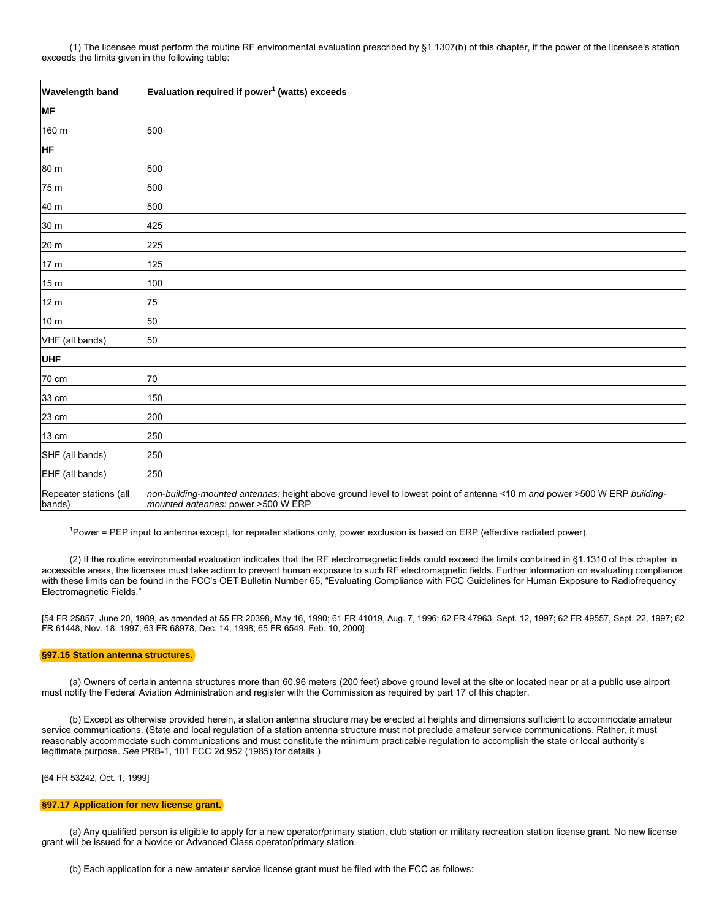(1) The licensee must perform the routine RF environmental evaluation prescribed by §1.1307(b) of this chapter, if the power of the licensee's station exceeds the limits given in the following table:

| Wavelength band | Evaluation required if power[1] (watts) exceeds |
|---|---|
| **MF** | |
| 160 m | 500 |
| **HF** | |
| 80 m | 500 |
| 75 m | 500 |
| 40 m | 500 |
| 30 m | 425 |
| 20 m | 225 |
| 17 m | 125 |
| 15 m | 100 |
| 12 m | 75 |
| 10 m | 50 |
| VHF (all bands) | 50 |
| **UHF** | |
| 70 cm | 70 |
| 33 cm | 150 |
| 23 cm | 200 |
| 13 cm | 250 |
| SHF (all bands) | 250 |
| EHF (all bands) | 250 |
| Repeater stations (all bands) | *non-building-mounted antennas:* height above ground level to lowest point of antenna <10 m *and* power >500 W ERP *building-mounted antennas:* power >500 W ERP |

[1]Power = PEP input to antenna except, for repeater stations only, power exclusion is based on ERP (effective radiated power).

(2) If the routine environmental evaluation indicates that the RF electromagnetic fields could exceed the limits contained in §1.1310 of this chapter in accessible areas, the licensee must take action to prevent human exposure to such RF electromagnetic fields. Further information on evaluating compliance with these limits can be found in the FCC's OET Bulletin Number 65, "Evaluating Compliance with FCC Guidelines for Human Exposure to Radiofrequency Electromagnetic Fields."

[54 FR 25857, June 20, 1989, as amended at 55 FR 20398, May 16, 1990; 61 FR 41019, Aug. 7, 1996; 62 FR 47963, Sept. 12, 1997; 62 FR 49557, Sept. 22, 1997; 62 FR 61448, Nov. 18, 1997; 63 FR 68978, Dec. 14, 1998; 65 FR 6549, Feb. 10, 2000]

## §97.15 Station antenna structures.

(a) Owners of certain antenna structures more than 60.96 meters (200 feet) above ground level at the site or located near or at a public use airport must notify the Federal Aviation Administration and register with the Commission as required by part 17 of this chapter.

(b) Except as otherwise provided herein, a station antenna structure may be erected at heights and dimensions sufficient to accommodate amateur service communications. (State and local regulation of a station antenna structure must not preclude amateur service communications. Rather, it must reasonably accommodate such communications and must constitute the minimum practicable regulation to accomplish the state or local authority's legitimate purpose. *See* PRB-1, 101 FCC 2d 952 (1985) for details.)

[64 FR 53242, Oct. 1, 1999]

## §97.17 Application for new license grant.

(a) Any qualified person is eligible to apply for a new operator/primary station, club station or military recreation station license grant. No new license grant will be issued for a Novice or Advanced Class operator/primary station.

(b) Each application for a new amateur service license grant must be filed with the FCC as follows: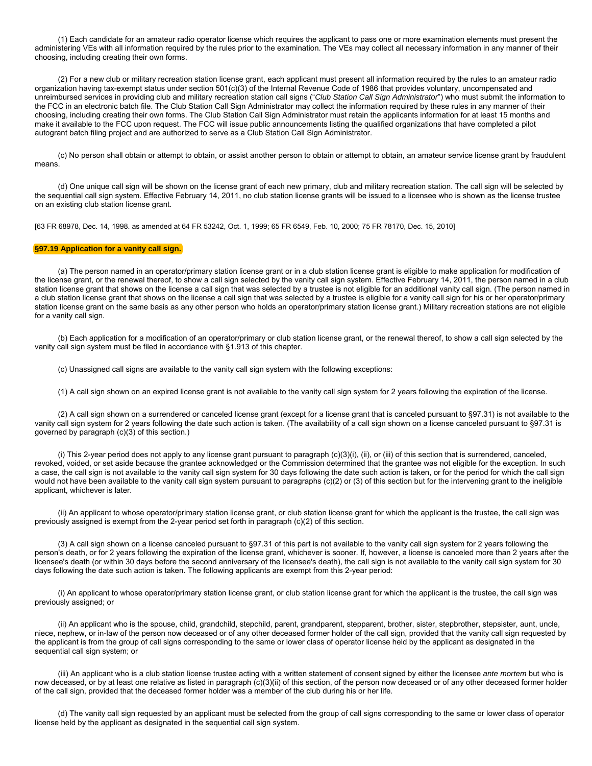(1) Each candidate for an amateur radio operator license which requires the applicant to pass one or more examination elements must present the administering VEs with all information required by the rules prior to the examination. The VEs may collect all necessary information in any manner of their choosing, including creating their own forms.

(2) For a new club or military recreation station license grant, each applicant must present all information required by the rules to an amateur radio organization having tax-exempt status under section 501(c)(3) of the Internal Revenue Code of 1986 that provides voluntary, uncompensated and unreimbursed services in providing club and military recreation station call signs ("*Club Station Call Sign Administrator*") who must submit the information to the FCC in an electronic batch file. The Club Station Call Sign Administrator may collect the information required by these rules in any manner of their choosing, including creating their own forms. The Club Station Call Sign Administrator must retain the applicants information for at least 15 months and make it available to the FCC upon request. The FCC will issue public announcements listing the qualified organizations that have completed a pilot autogrant batch filing project and are authorized to serve as a Club Station Call Sign Administrator.

(c) No person shall obtain or attempt to obtain, or assist another person to obtain or attempt to obtain, an amateur service license grant by fraudulent means.

(d) One unique call sign will be shown on the license grant of each new primary, club and military recreation station. The call sign will be selected by the sequential call sign system. Effective February 14, 2011, no club station license grants will be issued to a licensee who is shown as the license trustee on an existing club station license grant.

[63 FR 68978, Dec. 14, 1998. as amended at 64 FR 53242, Oct. 1, 1999; 65 FR 6549, Feb. 10, 2000; 75 FR 78170, Dec. 15, 2010]

### §97.19 Application for a vanity call sign.

(a) The person named in an operator/primary station license grant or in a club station license grant is eligible to make application for modification of the license grant, or the renewal thereof, to show a call sign selected by the vanity call sign system. Effective February 14, 2011, the person named in a club station license grant that shows on the license a call sign that was selected by a trustee is not eligible for an additional vanity call sign. (The person named in a club station license grant that shows on the license a call sign that was selected by a trustee is eligible for a vanity call sign for his or her operator/primary station license grant on the same basis as any other person who holds an operator/primary station license grant.) Military recreation stations are not eligible for a vanity call sign.

(b) Each application for a modification of an operator/primary or club station license grant, or the renewal thereof, to show a call sign selected by the vanity call sign system must be filed in accordance with §1.913 of this chapter.

(c) Unassigned call signs are available to the vanity call sign system with the following exceptions:

(1) A call sign shown on an expired license grant is not available to the vanity call sign system for 2 years following the expiration of the license.

(2) A call sign shown on a surrendered or canceled license grant (except for a license grant that is canceled pursuant to §97.31) is not available to the vanity call sign system for 2 years following the date such action is taken. (The availability of a call sign shown on a license canceled pursuant to §97.31 is governed by paragraph (c)(3) of this section.)

(i) This 2-year period does not apply to any license grant pursuant to paragraph (c)(3)(i), (ii), or (iii) of this section that is surrendered, canceled, revoked, voided, or set aside because the grantee acknowledged or the Commission determined that the grantee was not eligible for the exception. In such a case, the call sign is not available to the vanity call sign system for 30 days following the date such action is taken, or for the period for which the call sign would not have been available to the vanity call sign system pursuant to paragraphs (c)(2) or (3) of this section but for the intervening grant to the ineligible applicant, whichever is later.

(ii) An applicant to whose operator/primary station license grant, or club station license grant for which the applicant is the trustee, the call sign was previously assigned is exempt from the 2-year period set forth in paragraph (c)(2) of this section.

(3) A call sign shown on a license canceled pursuant to §97.31 of this part is not available to the vanity call sign system for 2 years following the person's death, or for 2 years following the expiration of the license grant, whichever is sooner. If, however, a license is canceled more than 2 years after the licensee's death (or within 30 days before the second anniversary of the licensee's death), the call sign is not available to the vanity call sign system for 30 days following the date such action is taken. The following applicants are exempt from this 2-year period:

(i) An applicant to whose operator/primary station license grant, or club station license grant for which the applicant is the trustee, the call sign was previously assigned; or

(ii) An applicant who is the spouse, child, grandchild, stepchild, parent, grandparent, stepparent, brother, sister, stepbrother, stepsister, aunt, uncle, niece, nephew, or in-law of the person now deceased or of any other deceased former holder of the call sign, provided that the vanity call sign requested by the applicant is from the group of call signs corresponding to the same or lower class of operator license held by the applicant as designated in the sequential call sign system; or

(iii) An applicant who is a club station license trustee acting with a written statement of consent signed by either the licensee *ante mortem* but who is now deceased, or by at least one relative as listed in paragraph (c)(3)(ii) of this section, of the person now deceased or of any other deceased former holder of the call sign, provided that the deceased former holder was a member of the club during his or her life.

(d) The vanity call sign requested by an applicant must be selected from the group of call signs corresponding to the same or lower class of operator license held by the applicant as designated in the sequential call sign system.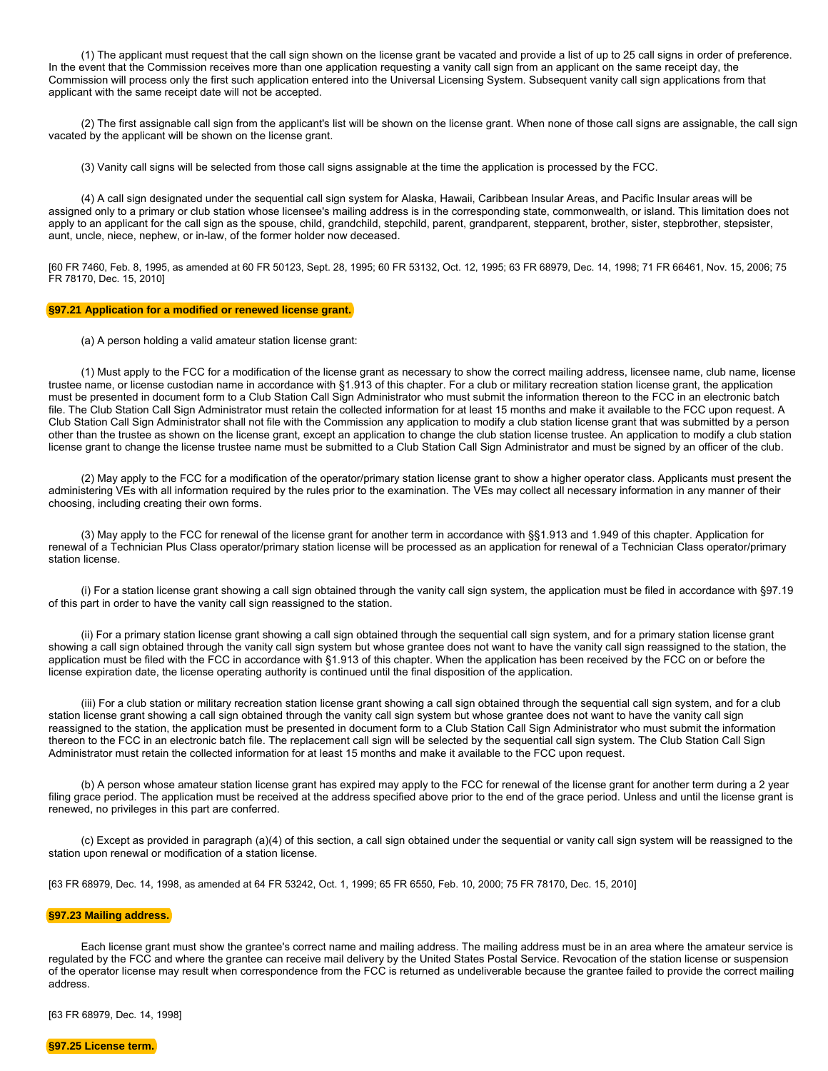(1) The applicant must request that the call sign shown on the license grant be vacated and provide a list of up to 25 call signs in order of preference. In the event that the Commission receives more than one application requesting a vanity call sign from an applicant on the same receipt day, the Commission will process only the first such application entered into the Universal Licensing System. Subsequent vanity call sign applications from that applicant with the same receipt date will not be accepted.

(2) The first assignable call sign from the applicant's list will be shown on the license grant. When none of those call signs are assignable, the call sign vacated by the applicant will be shown on the license grant.

(3) Vanity call signs will be selected from those call signs assignable at the time the application is processed by the FCC.

(4) A call sign designated under the sequential call sign system for Alaska, Hawaii, Caribbean Insular Areas, and Pacific Insular areas will be assigned only to a primary or club station whose licensee's mailing address is in the corresponding state, commonwealth, or island. This limitation does not apply to an applicant for the call sign as the spouse, child, grandchild, stepchild, parent, grandparent, stepparent, brother, sister, stepbrother, stepsister, aunt, uncle, niece, nephew, or in-law, of the former holder now deceased.

[60 FR 7460, Feb. 8, 1995, as amended at 60 FR 50123, Sept. 28, 1995; 60 FR 53132, Oct. 12, 1995; 63 FR 68979, Dec. 14, 1998; 71 FR 66461, Nov. 15, 2006; 75 FR 78170, Dec. 15, 2010]

**§97.21 Application for a modified or renewed license grant.**

(a) A person holding a valid amateur station license grant:

(1) Must apply to the FCC for a modification of the license grant as necessary to show the correct mailing address, licensee name, club name, license trustee name, or license custodian name in accordance with §1.913 of this chapter. For a club or military recreation station license grant, the application must be presented in document form to a Club Station Call Sign Administrator who must submit the information thereon to the FCC in an electronic batch file. The Club Station Call Sign Administrator must retain the collected information for at least 15 months and make it available to the FCC upon request. A Club Station Call Sign Administrator shall not file with the Commission any application to modify a club station license grant that was submitted by a person other than the trustee as shown on the license grant, except an application to change the club station license trustee. An application to modify a club station license grant to change the license trustee name must be submitted to a Club Station Call Sign Administrator and must be signed by an officer of the club.

(2) May apply to the FCC for a modification of the operator/primary station license grant to show a higher operator class. Applicants must present the administering VEs with all information required by the rules prior to the examination. The VEs may collect all necessary information in any manner of their choosing, including creating their own forms.

(3) May apply to the FCC for renewal of the license grant for another term in accordance with §§1.913 and 1.949 of this chapter. Application for renewal of a Technician Plus Class operator/primary station license will be processed as an application for renewal of a Technician Class operator/primary station license.

(i) For a station license grant showing a call sign obtained through the vanity call sign system, the application must be filed in accordance with §97.19 of this part in order to have the vanity call sign reassigned to the station.

(ii) For a primary station license grant showing a call sign obtained through the sequential call sign system, and for a primary station license grant showing a call sign obtained through the vanity call sign system but whose grantee does not want to have the vanity call sign reassigned to the station, the application must be filed with the FCC in accordance with §1.913 of this chapter. When the application has been received by the FCC on or before the license expiration date, the license operating authority is continued until the final disposition of the application.

(iii) For a club station or military recreation station license grant showing a call sign obtained through the sequential call sign system, and for a club station license grant showing a call sign obtained through the vanity call sign system but whose grantee does not want to have the vanity call sign reassigned to the station, the application must be presented in document form to a Club Station Call Sign Administrator who must submit the information thereon to the FCC in an electronic batch file. The replacement call sign will be selected by the sequential call sign system. The Club Station Call Sign Administrator must retain the collected information for at least 15 months and make it available to the FCC upon request.

(b) A person whose amateur station license grant has expired may apply to the FCC for renewal of the license grant for another term during a 2 year filing grace period. The application must be received at the address specified above prior to the end of the grace period. Unless and until the license grant is renewed, no privileges in this part are conferred.

(c) Except as provided in paragraph (a)(4) of this section, a call sign obtained under the sequential or vanity call sign system will be reassigned to the station upon renewal or modification of a station license.

[63 FR 68979, Dec. 14, 1998, as amended at 64 FR 53242, Oct. 1, 1999; 65 FR 6550, Feb. 10, 2000; 75 FR 78170, Dec. 15, 2010]

**§97.23 Mailing address.**

Each license grant must show the grantee's correct name and mailing address. The mailing address must be in an area where the amateur service is regulated by the FCC and where the grantee can receive mail delivery by the United States Postal Service. Revocation of the station license or suspension of the operator license may result when correspondence from the FCC is returned as undeliverable because the grantee failed to provide the correct mailing address.

[63 FR 68979, Dec. 14, 1998]

**§97.25 License term.**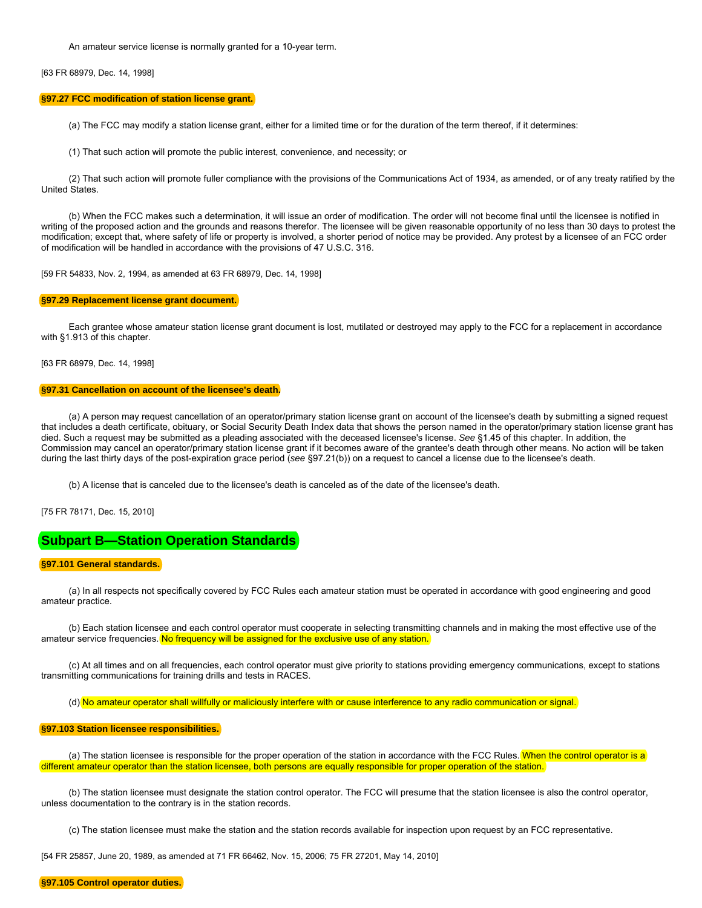An amateur service license is normally granted for a 10-year term.

[63 FR 68979, Dec. 14, 1998]

### §97.27 FCC modification of station license grant.

(a) The FCC may modify a station license grant, either for a limited time or for the duration of the term thereof, if it determines:

(1) That such action will promote the public interest, convenience, and necessity; or

(2) That such action will promote fuller compliance with the provisions of the Communications Act of 1934, as amended, or of any treaty ratified by the United States.

(b) When the FCC makes such a determination, it will issue an order of modification. The order will not become final until the licensee is notified in writing of the proposed action and the grounds and reasons therefor. The licensee will be given reasonable opportunity of no less than 30 days to protest the modification; except that, where safety of life or property is involved, a shorter period of notice may be provided. Any protest by a licensee of an FCC order of modification will be handled in accordance with the provisions of 47 U.S.C. 316.

[59 FR 54833, Nov. 2, 1994, as amended at 63 FR 68979, Dec. 14, 1998]

### §97.29 Replacement license grant document.

Each grantee whose amateur station license grant document is lost, mutilated or destroyed may apply to the FCC for a replacement in accordance with §1.913 of this chapter.

[63 FR 68979, Dec. 14, 1998]

### §97.31 Cancellation on account of the licensee's death.

(a) A person may request cancellation of an operator/primary station license grant on account of the licensee's death by submitting a signed request that includes a death certificate, obituary, or Social Security Death Index data that shows the person named in the operator/primary station license grant has died. Such a request may be submitted as a pleading associated with the deceased licensee's license. *See* §1.45 of this chapter. In addition, the Commission may cancel an operator/primary station license grant if it becomes aware of the grantee's death through other means. No action will be taken during the last thirty days of the post-expiration grace period (*see* §97.21(b)) on a request to cancel a license due to the licensee's death.

(b) A license that is canceled due to the licensee's death is canceled as of the date of the licensee's death.

[75 FR 78171, Dec. 15, 2010]

## Subpart B—Station Operation Standards

### §97.101 General standards.

(a) In all respects not specifically covered by FCC Rules each amateur station must be operated in accordance with good engineering and good amateur practice.

(b) Each station licensee and each control operator must cooperate in selecting transmitting channels and in making the most effective use of the amateur service frequencies. No frequency will be assigned for the exclusive use of any station.

(c) At all times and on all frequencies, each control operator must give priority to stations providing emergency communications, except to stations transmitting communications for training drills and tests in RACES.

(d) No amateur operator shall willfully or maliciously interfere with or cause interference to any radio communication or signal.

### §97.103 Station licensee responsibilities.

(a) The station licensee is responsible for the proper operation of the station in accordance with the FCC Rules. When the control operator is a different amateur operator than the station licensee, both persons are equally responsible for proper operation of the station.

(b) The station licensee must designate the station control operator. The FCC will presume that the station licensee is also the control operator, unless documentation to the contrary is in the station records.

(c) The station licensee must make the station and the station records available for inspection upon request by an FCC representative.

[54 FR 25857, June 20, 1989, as amended at 71 FR 66462, Nov. 15, 2006; 75 FR 27201, May 14, 2010]

### §97.105 Control operator duties.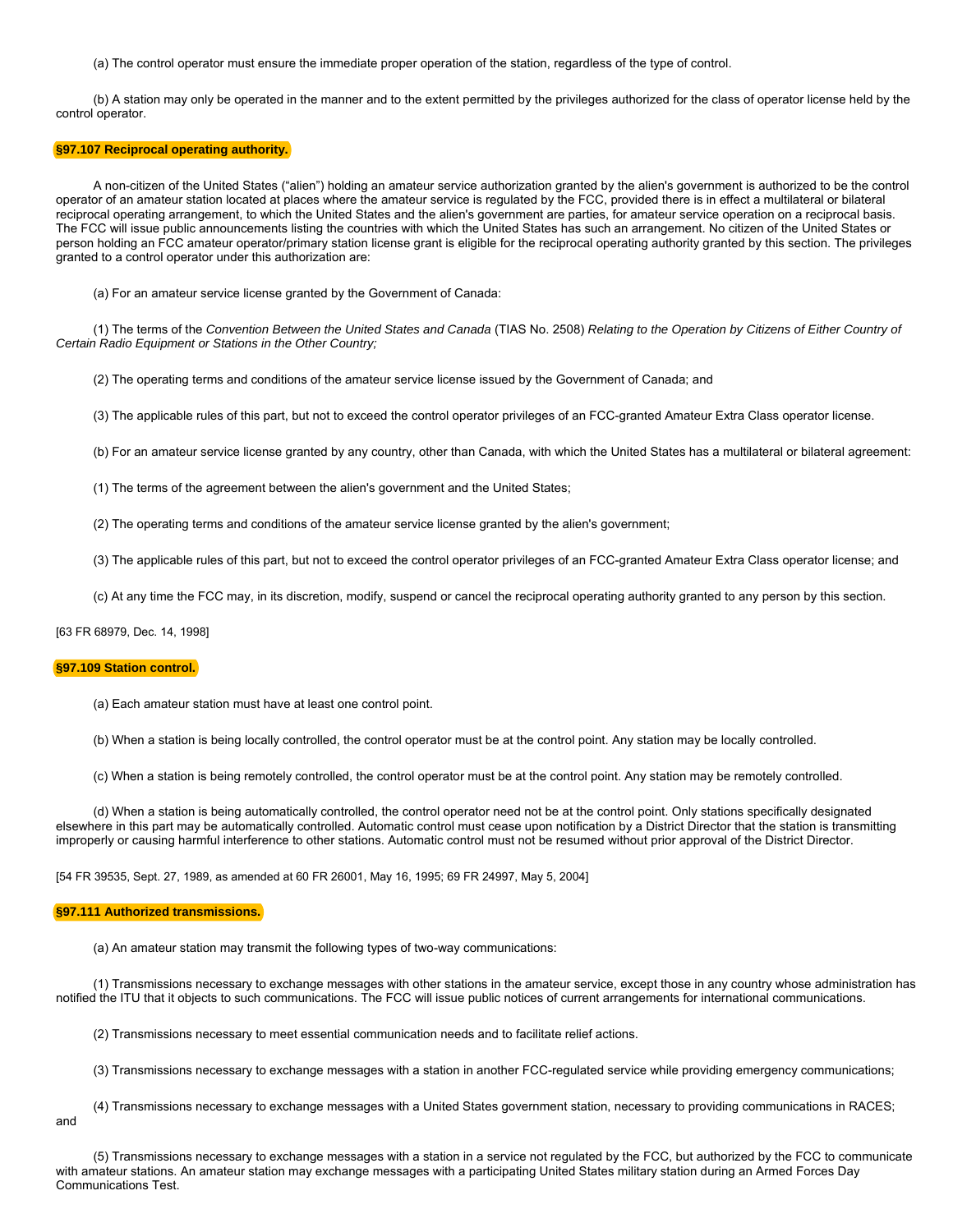(a) The control operator must ensure the immediate proper operation of the station, regardless of the type of control.

(b) A station may only be operated in the manner and to the extent permitted by the privileges authorized for the class of operator license held by the control operator.

### §97.107 Reciprocal operating authority.

A non-citizen of the United States ("alien") holding an amateur service authorization granted by the alien's government is authorized to be the control operator of an amateur station located at places where the amateur service is regulated by the FCC, provided there is in effect a multilateral or bilateral reciprocal operating arrangement, to which the United States and the alien's government are parties, for amateur service operation on a reciprocal basis. The FCC will issue public announcements listing the countries with which the United States has such an arrangement. No citizen of the United States or person holding an FCC amateur operator/primary station license grant is eligible for the reciprocal operating authority granted by this section. The privileges granted to a control operator under this authorization are:

(a) For an amateur service license granted by the Government of Canada:

(1) The terms of the *Convention Between the United States and Canada* (TIAS No. 2508) *Relating to the Operation by Citizens of Either Country of Certain Radio Equipment or Stations in the Other Country;*

(2) The operating terms and conditions of the amateur service license issued by the Government of Canada; and

(3) The applicable rules of this part, but not to exceed the control operator privileges of an FCC-granted Amateur Extra Class operator license.

(b) For an amateur service license granted by any country, other than Canada, with which the United States has a multilateral or bilateral agreement:

(1) The terms of the agreement between the alien's government and the United States;

(2) The operating terms and conditions of the amateur service license granted by the alien's government;

(3) The applicable rules of this part, but not to exceed the control operator privileges of an FCC-granted Amateur Extra Class operator license; and

(c) At any time the FCC may, in its discretion, modify, suspend or cancel the reciprocal operating authority granted to any person by this section.

[63 FR 68979, Dec. 14, 1998]

### §97.109 Station control.

(a) Each amateur station must have at least one control point.

(b) When a station is being locally controlled, the control operator must be at the control point. Any station may be locally controlled.

(c) When a station is being remotely controlled, the control operator must be at the control point. Any station may be remotely controlled.

(d) When a station is being automatically controlled, the control operator need not be at the control point. Only stations specifically designated elsewhere in this part may be automatically controlled. Automatic control must cease upon notification by a District Director that the station is transmitting improperly or causing harmful interference to other stations. Automatic control must not be resumed without prior approval of the District Director.

[54 FR 39535, Sept. 27, 1989, as amended at 60 FR 26001, May 16, 1995; 69 FR 24997, May 5, 2004]

### §97.111 Authorized transmissions.

(a) An amateur station may transmit the following types of two-way communications:

(1) Transmissions necessary to exchange messages with other stations in the amateur service, except those in any country whose administration has notified the ITU that it objects to such communications. The FCC will issue public notices of current arrangements for international communications.

(2) Transmissions necessary to meet essential communication needs and to facilitate relief actions.

(3) Transmissions necessary to exchange messages with a station in another FCC-regulated service while providing emergency communications;

(4) Transmissions necessary to exchange messages with a United States government station, necessary to providing communications in RACES; and

(5) Transmissions necessary to exchange messages with a station in a service not regulated by the FCC, but authorized by the FCC to communicate with amateur stations. An amateur station may exchange messages with a participating United States military station during an Armed Forces Day Communications Test.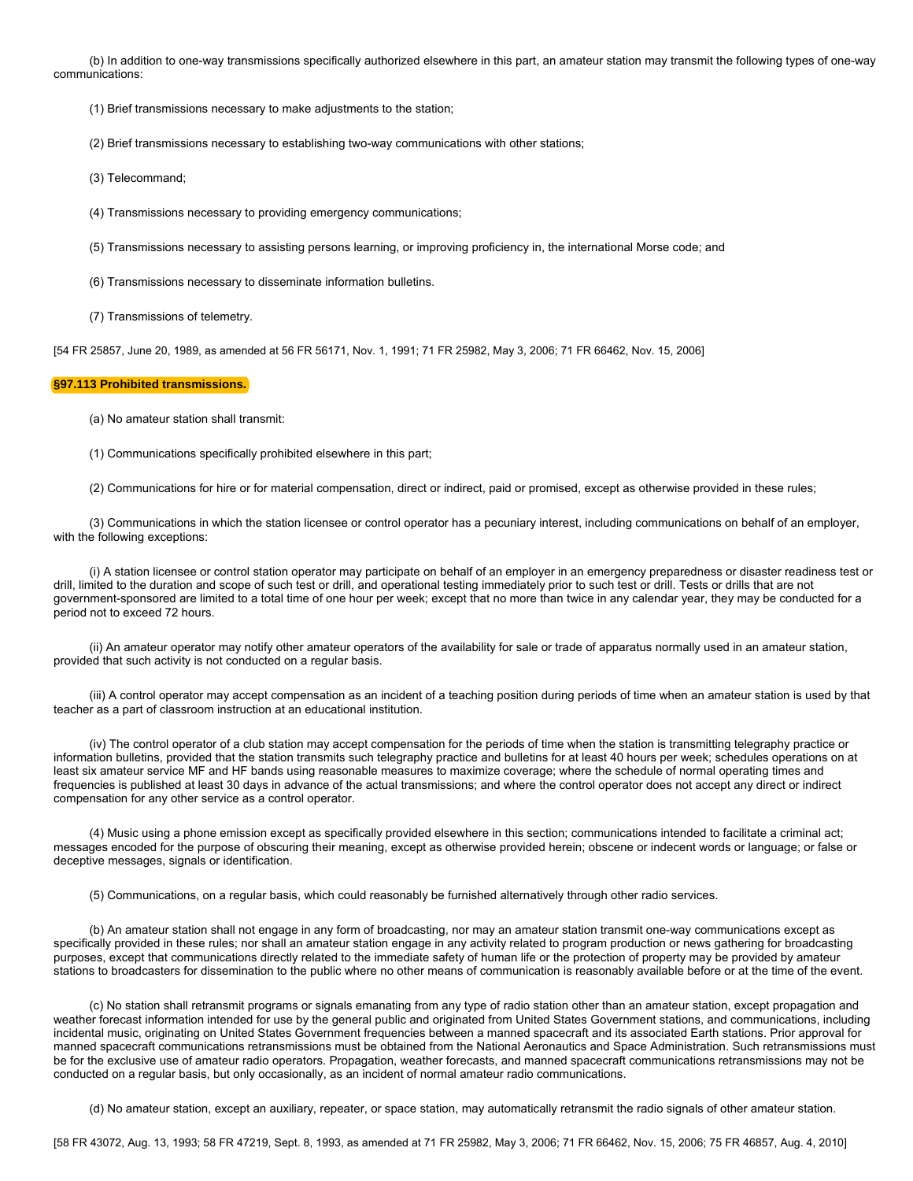(b) In addition to one-way transmissions specifically authorized elsewhere in this part, an amateur station may transmit the following types of one-way communications:

(1) Brief transmissions necessary to make adjustments to the station;

(2) Brief transmissions necessary to establishing two-way communications with other stations;

(3) Telecommand;

(4) Transmissions necessary to providing emergency communications;

(5) Transmissions necessary to assisting persons learning, or improving proficiency in, the international Morse code; and

(6) Transmissions necessary to disseminate information bulletins.

(7) Transmissions of telemetry.

[54 FR 25857, June 20, 1989, as amended at 56 FR 56171, Nov. 1, 1991; 71 FR 25982, May 3, 2006; 71 FR 66462, Nov. 15, 2006]

### §97.113 Prohibited transmissions.

(a) No amateur station shall transmit:

(1) Communications specifically prohibited elsewhere in this part;

(2) Communications for hire or for material compensation, direct or indirect, paid or promised, except as otherwise provided in these rules;

(3) Communications in which the station licensee or control operator has a pecuniary interest, including communications on behalf of an employer, with the following exceptions:

(i) A station licensee or control station operator may participate on behalf of an employer in an emergency preparedness or disaster readiness test or drill, limited to the duration and scope of such test or drill, and operational testing immediately prior to such test or drill. Tests or drills that are not government-sponsored are limited to a total time of one hour per week; except that no more than twice in any calendar year, they may be conducted for a period not to exceed 72 hours.

(ii) An amateur operator may notify other amateur operators of the availability for sale or trade of apparatus normally used in an amateur station, provided that such activity is not conducted on a regular basis.

(iii) A control operator may accept compensation as an incident of a teaching position during periods of time when an amateur station is used by that teacher as a part of classroom instruction at an educational institution.

(iv) The control operator of a club station may accept compensation for the periods of time when the station is transmitting telegraphy practice or information bulletins, provided that the station transmits such telegraphy practice and bulletins for at least 40 hours per week; schedules operations on at least six amateur service MF and HF bands using reasonable measures to maximize coverage; where the schedule of normal operating times and frequencies is published at least 30 days in advance of the actual transmissions; and where the control operator does not accept any direct or indirect compensation for any other service as a control operator.

(4) Music using a phone emission except as specifically provided elsewhere in this section; communications intended to facilitate a criminal act; messages encoded for the purpose of obscuring their meaning, except as otherwise provided herein; obscene or indecent words or language; or false or deceptive messages, signals or identification.

(5) Communications, on a regular basis, which could reasonably be furnished alternatively through other radio services.

(b) An amateur station shall not engage in any form of broadcasting, nor may an amateur station transmit one-way communications except as specifically provided in these rules; nor shall an amateur station engage in any activity related to program production or news gathering for broadcasting purposes, except that communications directly related to the immediate safety of human life or the protection of property may be provided by amateur stations to broadcasters for dissemination to the public where no other means of communication is reasonably available before or at the time of the event.

(c) No station shall retransmit programs or signals emanating from any type of radio station other than an amateur station, except propagation and weather forecast information intended for use by the general public and originated from United States Government stations, and communications, including incidental music, originating on United States Government frequencies between a manned spacecraft and its associated Earth stations. Prior approval for manned spacecraft communications retransmissions must be obtained from the National Aeronautics and Space Administration. Such retransmissions must be for the exclusive use of amateur radio operators. Propagation, weather forecasts, and manned spacecraft communications retransmissions may not be conducted on a regular basis, but only occasionally, as an incident of normal amateur radio communications.

(d) No amateur station, except an auxiliary, repeater, or space station, may automatically retransmit the radio signals of other amateur station.

[58 FR 43072, Aug. 13, 1993; 58 FR 47219, Sept. 8, 1993, as amended at 71 FR 25982, May 3, 2006; 71 FR 66462, Nov. 15, 2006; 75 FR 46857, Aug. 4, 2010]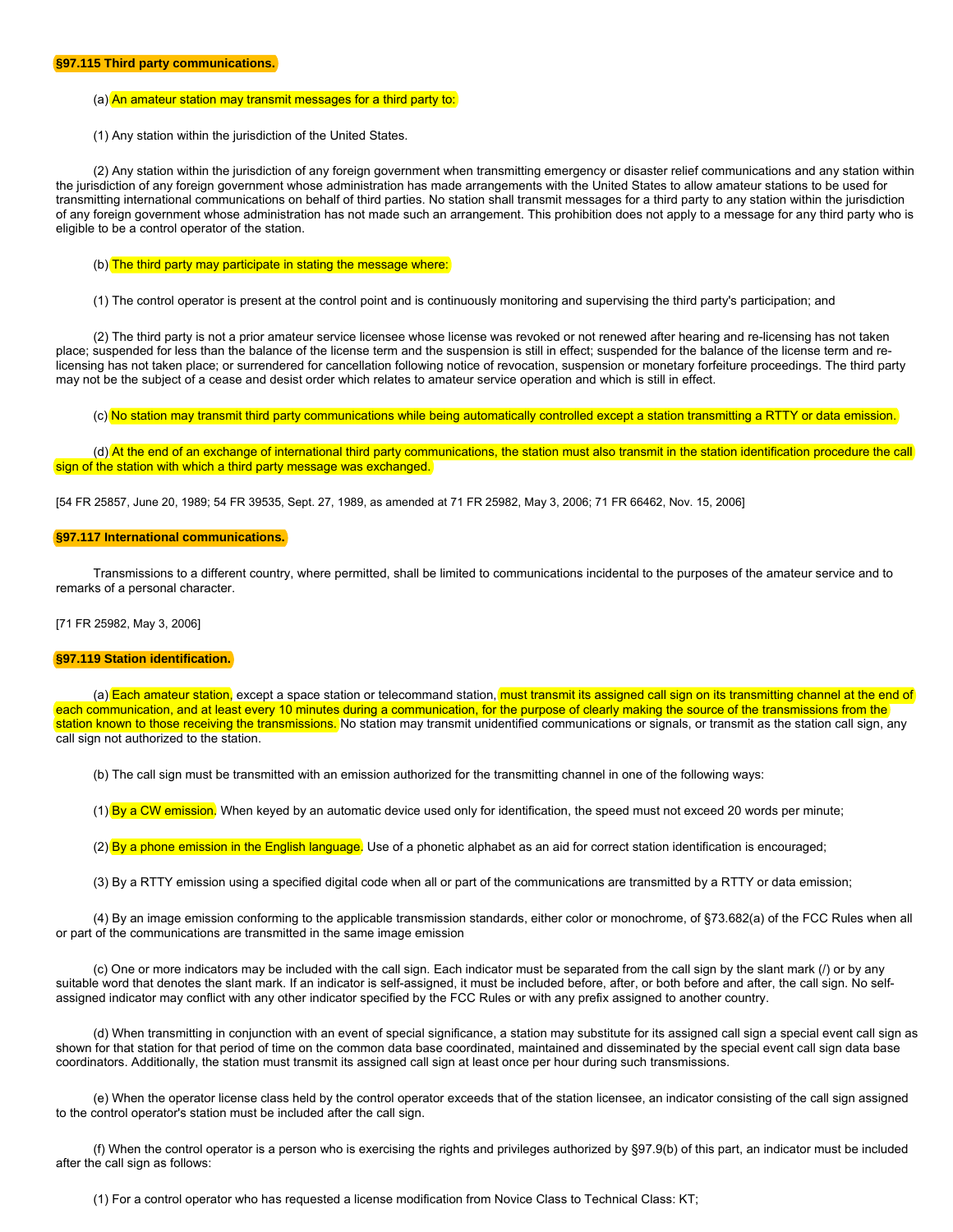## §97.115 Third party communications.

(a) An amateur station may transmit messages for a third party to:

(1) Any station within the jurisdiction of the United States.

(2) Any station within the jurisdiction of any foreign government when transmitting emergency or disaster relief communications and any station within the jurisdiction of any foreign government whose administration has made arrangements with the United States to allow amateur stations to be used for transmitting international communications on behalf of third parties. No station shall transmit messages for a third party to any station within the jurisdiction of any foreign government whose administration has not made such an arrangement. This prohibition does not apply to a message for any third party who is eligible to be a control operator of the station.

(b) The third party may participate in stating the message where:

(1) The control operator is present at the control point and is continuously monitoring and supervising the third party's participation; and

(2) The third party is not a prior amateur service licensee whose license was revoked or not renewed after hearing and re-licensing has not taken place; suspended for less than the balance of the license term and the suspension is still in effect; suspended for the balance of the license term and re-licensing has not taken place; or surrendered for cancellation following notice of revocation, suspension or monetary forfeiture proceedings. The third party may not be the subject of a cease and desist order which relates to amateur service operation and which is still in effect.

(c) No station may transmit third party communications while being automatically controlled except a station transmitting a RTTY or data emission.

(d) At the end of an exchange of international third party communications, the station must also transmit in the station identification procedure the call sign of the station with which a third party message was exchanged.

[54 FR 25857, June 20, 1989; 54 FR 39535, Sept. 27, 1989, as amended at 71 FR 25982, May 3, 2006; 71 FR 66462, Nov. 15, 2006]

## §97.117 International communications.

Transmissions to a different country, where permitted, shall be limited to communications incidental to the purposes of the amateur service and to remarks of a personal character.

[71 FR 25982, May 3, 2006]

## §97.119 Station identification.

(a) Each amateur station, except a space station or telecommand station, must transmit its assigned call sign on its transmitting channel at the end of each communication, and at least every 10 minutes during a communication, for the purpose of clearly making the source of the transmissions from the station known to those receiving the transmissions. No station may transmit unidentified communications or signals, or transmit as the station call sign, any call sign not authorized to the station.

(b) The call sign must be transmitted with an emission authorized for the transmitting channel in one of the following ways:

(1) By a CW emission. When keyed by an automatic device used only for identification, the speed must not exceed 20 words per minute;

(2) By a phone emission in the English language. Use of a phonetic alphabet as an aid for correct station identification is encouraged;

(3) By a RTTY emission using a specified digital code when all or part of the communications are transmitted by a RTTY or data emission;

(4) By an image emission conforming to the applicable transmission standards, either color or monochrome, of §73.682(a) of the FCC Rules when all or part of the communications are transmitted in the same image emission

(c) One or more indicators may be included with the call sign. Each indicator must be separated from the call sign by the slant mark (/) or by any suitable word that denotes the slant mark. If an indicator is self-assigned, it must be included before, after, or both before and after, the call sign. No self-assigned indicator may conflict with any other indicator specified by the FCC Rules or with any prefix assigned to another country.

(d) When transmitting in conjunction with an event of special significance, a station may substitute for its assigned call sign a special event call sign as shown for that station for that period of time on the common data base coordinated, maintained and disseminated by the special event call sign data base coordinators. Additionally, the station must transmit its assigned call sign at least once per hour during such transmissions.

(e) When the operator license class held by the control operator exceeds that of the station licensee, an indicator consisting of the call sign assigned to the control operator's station must be included after the call sign.

(f) When the control operator is a person who is exercising the rights and privileges authorized by §97.9(b) of this part, an indicator must be included after the call sign as follows:

(1) For a control operator who has requested a license modification from Novice Class to Technical Class: KT;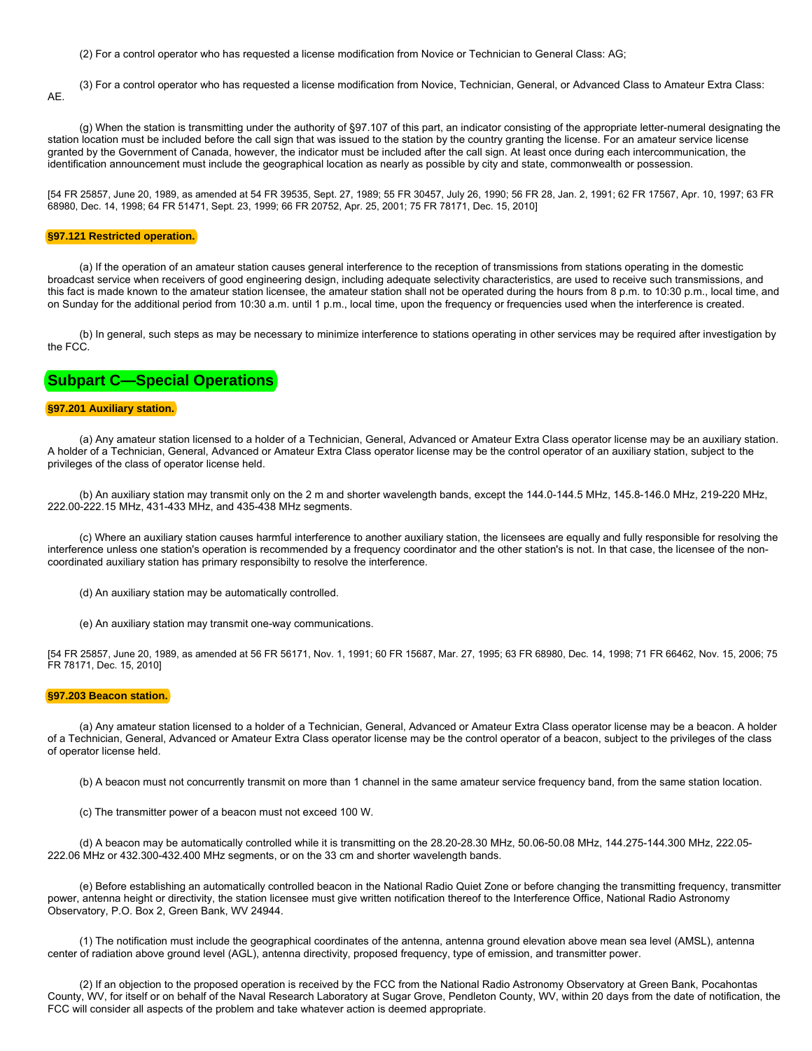(2) For a control operator who has requested a license modification from Novice or Technician to General Class: AG;

(3) For a control operator who has requested a license modification from Novice, Technician, General, or Advanced Class to Amateur Extra Class: AE.

(g) When the station is transmitting under the authority of §97.107 of this part, an indicator consisting of the appropriate letter-numeral designating the station location must be included before the call sign that was issued to the station by the country granting the license. For an amateur service license granted by the Government of Canada, however, the indicator must be included after the call sign. At least once during each intercommunication, the identification announcement must include the geographical location as nearly as possible by city and state, commonwealth or possession.

[54 FR 25857, June 20, 1989, as amended at 54 FR 39535, Sept. 27, 1989; 55 FR 30457, July 26, 1990; 56 FR 28, Jan. 2, 1991; 62 FR 17567, Apr. 10, 1997; 63 FR 68980, Dec. 14, 1998; 64 FR 51471, Sept. 23, 1999; 66 FR 20752, Apr. 25, 2001; 75 FR 78171, Dec. 15, 2010]

### §97.121 Restricted operation.

(a) If the operation of an amateur station causes general interference to the reception of transmissions from stations operating in the domestic broadcast service when receivers of good engineering design, including adequate selectivity characteristics, are used to receive such transmissions, and this fact is made known to the amateur station licensee, the amateur station shall not be operated during the hours from 8 p.m. to 10:30 p.m., local time, and on Sunday for the additional period from 10:30 a.m. until 1 p.m., local time, upon the frequency or frequencies used when the interference is created.

(b) In general, such steps as may be necessary to minimize interference to stations operating in other services may be required after investigation by the FCC.

## Subpart C—Special Operations

### §97.201 Auxiliary station.

(a) Any amateur station licensed to a holder of a Technician, General, Advanced or Amateur Extra Class operator license may be an auxiliary station. A holder of a Technician, General, Advanced or Amateur Extra Class operator license may be the control operator of an auxiliary station, subject to the privileges of the class of operator license held.

(b) An auxiliary station may transmit only on the 2 m and shorter wavelength bands, except the 144.0-144.5 MHz, 145.8-146.0 MHz, 219-220 MHz, 222.00-222.15 MHz, 431-433 MHz, and 435-438 MHz segments.

(c) Where an auxiliary station causes harmful interference to another auxiliary station, the licensees are equally and fully responsible for resolving the interference unless one station's operation is recommended by a frequency coordinator and the other station's is not. In that case, the licensee of the non-coordinated auxiliary station has primary responsibilty to resolve the interference.

(d) An auxiliary station may be automatically controlled.

(e) An auxiliary station may transmit one-way communications.

[54 FR 25857, June 20, 1989, as amended at 56 FR 56171, Nov. 1, 1991; 60 FR 15687, Mar. 27, 1995; 63 FR 68980, Dec. 14, 1998; 71 FR 66462, Nov. 15, 2006; 75 FR 78171, Dec. 15, 2010]

### §97.203 Beacon station.

(a) Any amateur station licensed to a holder of a Technician, General, Advanced or Amateur Extra Class operator license may be a beacon. A holder of a Technician, General, Advanced or Amateur Extra Class operator license may be the control operator of a beacon, subject to the privileges of the class of operator license held.

(b) A beacon must not concurrently transmit on more than 1 channel in the same amateur service frequency band, from the same station location.

(c) The transmitter power of a beacon must not exceed 100 W.

(d) A beacon may be automatically controlled while it is transmitting on the 28.20-28.30 MHz, 50.06-50.08 MHz, 144.275-144.300 MHz, 222.05-222.06 MHz or 432.300-432.400 MHz segments, or on the 33 cm and shorter wavelength bands.

(e) Before establishing an automatically controlled beacon in the National Radio Quiet Zone or before changing the transmitting frequency, transmitter power, antenna height or directivity, the station licensee must give written notification thereof to the Interference Office, National Radio Astronomy Observatory, P.O. Box 2, Green Bank, WV 24944.

(1) The notification must include the geographical coordinates of the antenna, antenna ground elevation above mean sea level (AMSL), antenna center of radiation above ground level (AGL), antenna directivity, proposed frequency, type of emission, and transmitter power.

(2) If an objection to the proposed operation is received by the FCC from the National Radio Astronomy Observatory at Green Bank, Pocahontas County, WV, for itself or on behalf of the Naval Research Laboratory at Sugar Grove, Pendleton County, WV, within 20 days from the date of notification, the FCC will consider all aspects of the problem and take whatever action is deemed appropriate.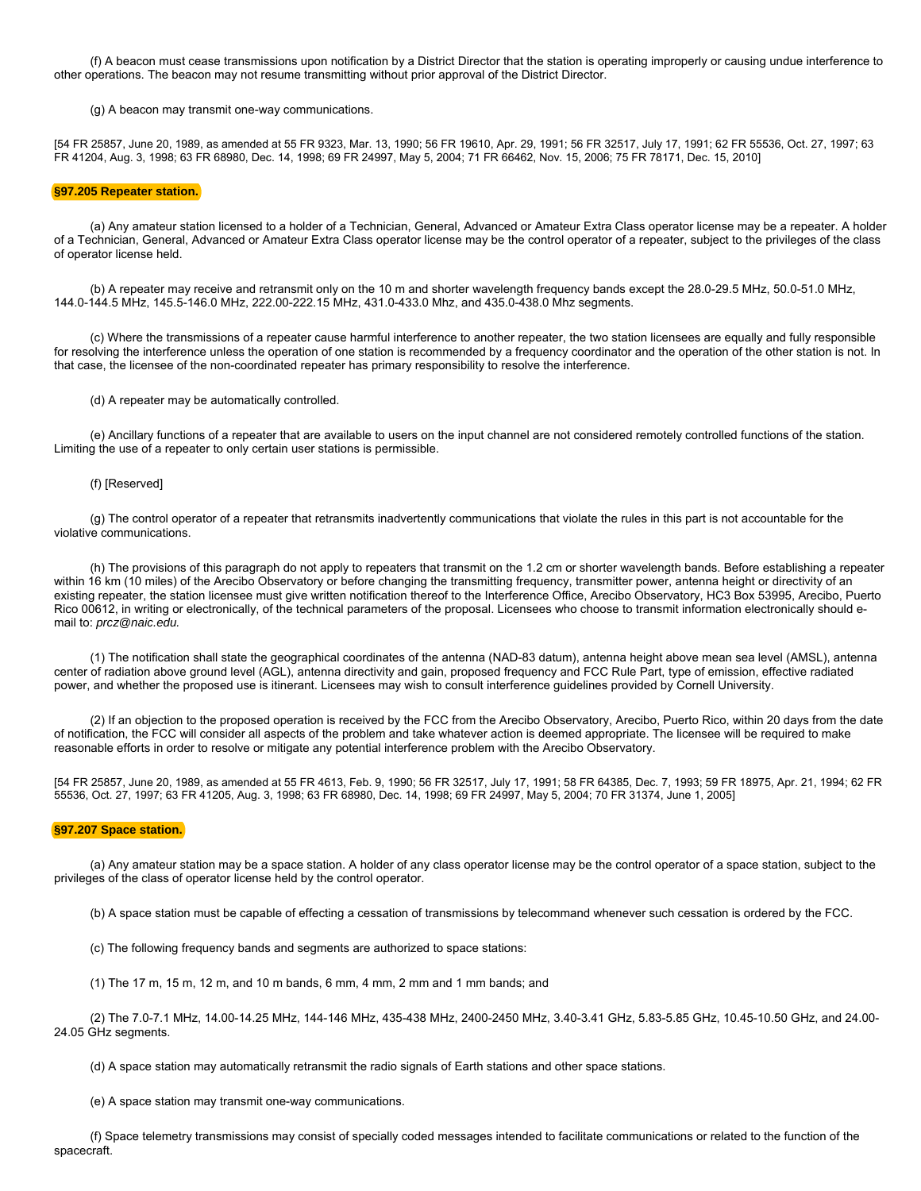(f) A beacon must cease transmissions upon notification by a District Director that the station is operating improperly or causing undue interference to other operations. The beacon may not resume transmitting without prior approval of the District Director.

(g) A beacon may transmit one-way communications.

[54 FR 25857, June 20, 1989, as amended at 55 FR 9323, Mar. 13, 1990; 56 FR 19610, Apr. 29, 1991; 56 FR 32517, July 17, 1991; 62 FR 55536, Oct. 27, 1997; 63 FR 41204, Aug. 3, 1998; 63 FR 68980, Dec. 14, 1998; 69 FR 24997, May 5, 2004; 71 FR 66462, Nov. 15, 2006; 75 FR 78171, Dec. 15, 2010]

### §97.205 Repeater station.

(a) Any amateur station licensed to a holder of a Technician, General, Advanced or Amateur Extra Class operator license may be a repeater. A holder of a Technician, General, Advanced or Amateur Extra Class operator license may be the control operator of a repeater, subject to the privileges of the class of operator license held.

(b) A repeater may receive and retransmit only on the 10 m and shorter wavelength frequency bands except the 28.0-29.5 MHz, 50.0-51.0 MHz, 144.0-144.5 MHz, 145.5-146.0 MHz, 222.00-222.15 MHz, 431.0-433.0 Mhz, and 435.0-438.0 Mhz segments.

(c) Where the transmissions of a repeater cause harmful interference to another repeater, the two station licensees are equally and fully responsible for resolving the interference unless the operation of one station is recommended by a frequency coordinator and the operation of the other station is not. In that case, the licensee of the non-coordinated repeater has primary responsibility to resolve the interference.

(d) A repeater may be automatically controlled.

(e) Ancillary functions of a repeater that are available to users on the input channel are not considered remotely controlled functions of the station. Limiting the use of a repeater to only certain user stations is permissible.

(f) [Reserved]

(g) The control operator of a repeater that retransmits inadvertently communications that violate the rules in this part is not accountable for the violative communications.

(h) The provisions of this paragraph do not apply to repeaters that transmit on the 1.2 cm or shorter wavelength bands. Before establishing a repeater within 16 km (10 miles) of the Arecibo Observatory or before changing the transmitting frequency, transmitter power, antenna height or directivity of an existing repeater, the station licensee must give written notification thereof to the Interference Office, Arecibo Observatory, HC3 Box 53995, Arecibo, Puerto Rico 00612, in writing or electronically, of the technical parameters of the proposal. Licensees who choose to transmit information electronically should e-mail to: *prcz@naic.edu.*

(1) The notification shall state the geographical coordinates of the antenna (NAD-83 datum), antenna height above mean sea level (AMSL), antenna center of radiation above ground level (AGL), antenna directivity and gain, proposed frequency and FCC Rule Part, type of emission, effective radiated power, and whether the proposed use is itinerant. Licensees may wish to consult interference guidelines provided by Cornell University.

(2) If an objection to the proposed operation is received by the FCC from the Arecibo Observatory, Arecibo, Puerto Rico, within 20 days from the date of notification, the FCC will consider all aspects of the problem and take whatever action is deemed appropriate. The licensee will be required to make reasonable efforts in order to resolve or mitigate any potential interference problem with the Arecibo Observatory.

[54 FR 25857, June 20, 1989, as amended at 55 FR 4613, Feb. 9, 1990; 56 FR 32517, July 17, 1991; 58 FR 64385, Dec. 7, 1993; 59 FR 18975, Apr. 21, 1994; 62 FR 55536, Oct. 27, 1997; 63 FR 41205, Aug. 3, 1998; 63 FR 68980, Dec. 14, 1998; 69 FR 24997, May 5, 2004; 70 FR 31374, June 1, 2005]

### §97.207 Space station.

(a) Any amateur station may be a space station. A holder of any class operator license may be the control operator of a space station, subject to the privileges of the class of operator license held by the control operator.

(b) A space station must be capable of effecting a cessation of transmissions by telecommand whenever such cessation is ordered by the FCC.

(c) The following frequency bands and segments are authorized to space stations:

(1) The 17 m, 15 m, 12 m, and 10 m bands, 6 mm, 4 mm, 2 mm and 1 mm bands; and

(2) The 7.0-7.1 MHz, 14.00-14.25 MHz, 144-146 MHz, 435-438 MHz, 2400-2450 MHz, 3.40-3.41 GHz, 5.83-5.85 GHz, 10.45-10.50 GHz, and 24.00-24.05 GHz segments.

(d) A space station may automatically retransmit the radio signals of Earth stations and other space stations.

(e) A space station may transmit one-way communications.

(f) Space telemetry transmissions may consist of specially coded messages intended to facilitate communications or related to the function of the spacecraft.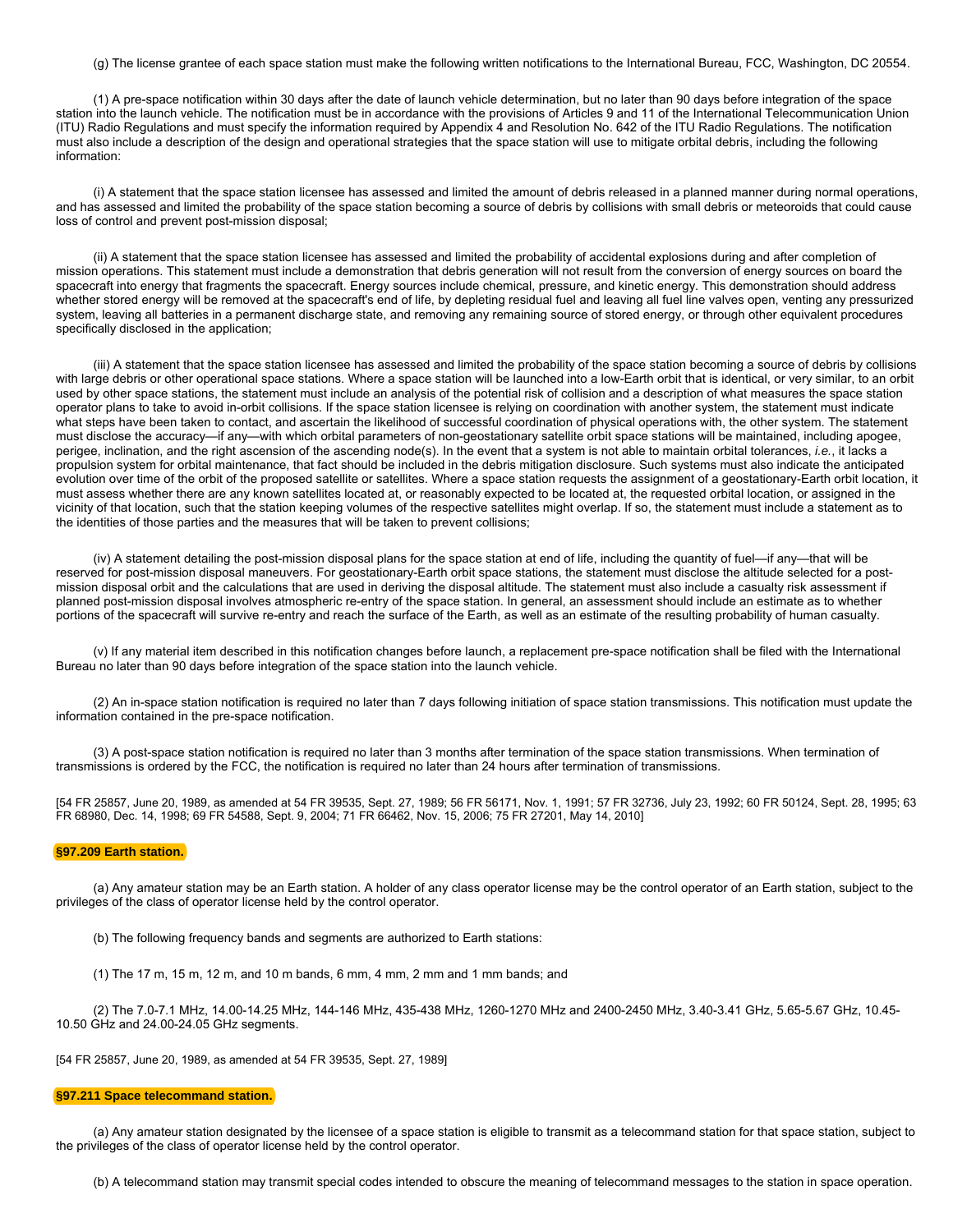(g) The license grantee of each space station must make the following written notifications to the International Bureau, FCC, Washington, DC 20554.

(1) A pre-space notification within 30 days after the date of launch vehicle determination, but no later than 90 days before integration of the space station into the launch vehicle. The notification must be in accordance with the provisions of Articles 9 and 11 of the International Telecommunication Union (ITU) Radio Regulations and must specify the information required by Appendix 4 and Resolution No. 642 of the ITU Radio Regulations. The notification must also include a description of the design and operational strategies that the space station will use to mitigate orbital debris, including the following information:

(i) A statement that the space station licensee has assessed and limited the amount of debris released in a planned manner during normal operations, and has assessed and limited the probability of the space station becoming a source of debris by collisions with small debris or meteoroids that could cause loss of control and prevent post-mission disposal;

(ii) A statement that the space station licensee has assessed and limited the probability of accidental explosions during and after completion of mission operations. This statement must include a demonstration that debris generation will not result from the conversion of energy sources on board the spacecraft into energy that fragments the spacecraft. Energy sources include chemical, pressure, and kinetic energy. This demonstration should address whether stored energy will be removed at the spacecraft's end of life, by depleting residual fuel and leaving all fuel line valves open, venting any pressurized system, leaving all batteries in a permanent discharge state, and removing any remaining source of stored energy, or through other equivalent procedures specifically disclosed in the application;

(iii) A statement that the space station licensee has assessed and limited the probability of the space station becoming a source of debris by collisions with large debris or other operational space stations. Where a space station will be launched into a low-Earth orbit that is identical, or very similar, to an orbit used by other space stations, the statement must include an analysis of the potential risk of collision and a description of what measures the space station operator plans to take to avoid in-orbit collisions. If the space station licensee is relying on coordination with another system, the statement must indicate what steps have been taken to contact, and ascertain the likelihood of successful coordination of physical operations with, the other system. The statement must disclose the accuracy—if any—with which orbital parameters of non-geostationary satellite orbit space stations will be maintained, including apogee, perigee, inclination, and the right ascension of the ascending node(s). In the event that a system is not able to maintain orbital tolerances, *i.e.*, it lacks a propulsion system for orbital maintenance, that fact should be included in the debris mitigation disclosure. Such systems must also indicate the anticipated evolution over time of the orbit of the proposed satellite or satellites. Where a space station requests the assignment of a geostationary-Earth orbit location, it must assess whether there are any known satellites located at, or reasonably expected to be located at, the requested orbital location, or assigned in the vicinity of that location, such that the station keeping volumes of the respective satellites might overlap. If so, the statement must include a statement as to the identities of those parties and the measures that will be taken to prevent collisions;

(iv) A statement detailing the post-mission disposal plans for the space station at end of life, including the quantity of fuel—if any—that will be reserved for post-mission disposal maneuvers. For geostationary-Earth orbit space stations, the statement must disclose the altitude selected for a post-mission disposal orbit and the calculations that are used in deriving the disposal altitude. The statement must also include a casualty risk assessment if planned post-mission disposal involves atmospheric re-entry of the space station. In general, an assessment should include an estimate as to whether portions of the spacecraft will survive re-entry and reach the surface of the Earth, as well as an estimate of the resulting probability of human casualty.

(v) If any material item described in this notification changes before launch, a replacement pre-space notification shall be filed with the International Bureau no later than 90 days before integration of the space station into the launch vehicle.

(2) An in-space station notification is required no later than 7 days following initiation of space station transmissions. This notification must update the information contained in the pre-space notification.

(3) A post-space station notification is required no later than 3 months after termination of the space station transmissions. When termination of transmissions is ordered by the FCC, the notification is required no later than 24 hours after termination of transmissions.

[54 FR 25857, June 20, 1989, as amended at 54 FR 39535, Sept. 27, 1989; 56 FR 56171, Nov. 1, 1991; 57 FR 32736, July 23, 1992; 60 FR 50124, Sept. 28, 1995; 63 FR 68980, Dec. 14, 1998; 69 FR 54588, Sept. 9, 2004; 71 FR 66462, Nov. 15, 2006; 75 FR 27201, May 14, 2010]

### §97.209 Earth station.

(a) Any amateur station may be an Earth station. A holder of any class operator license may be the control operator of an Earth station, subject to the privileges of the class of operator license held by the control operator.

(b) The following frequency bands and segments are authorized to Earth stations:

(1) The 17 m, 15 m, 12 m, and 10 m bands, 6 mm, 4 mm, 2 mm and 1 mm bands; and

(2) The 7.0-7.1 MHz, 14.00-14.25 MHz, 144-146 MHz, 435-438 MHz, 1260-1270 MHz and 2400-2450 MHz, 3.40-3.41 GHz, 5.65-5.67 GHz, 10.45-10.50 GHz and 24.00-24.05 GHz segments.

[54 FR 25857, June 20, 1989, as amended at 54 FR 39535, Sept. 27, 1989]

### §97.211 Space telecommand station.

(a) Any amateur station designated by the licensee of a space station is eligible to transmit as a telecommand station for that space station, subject to the privileges of the class of operator license held by the control operator.

(b) A telecommand station may transmit special codes intended to obscure the meaning of telecommand messages to the station in space operation.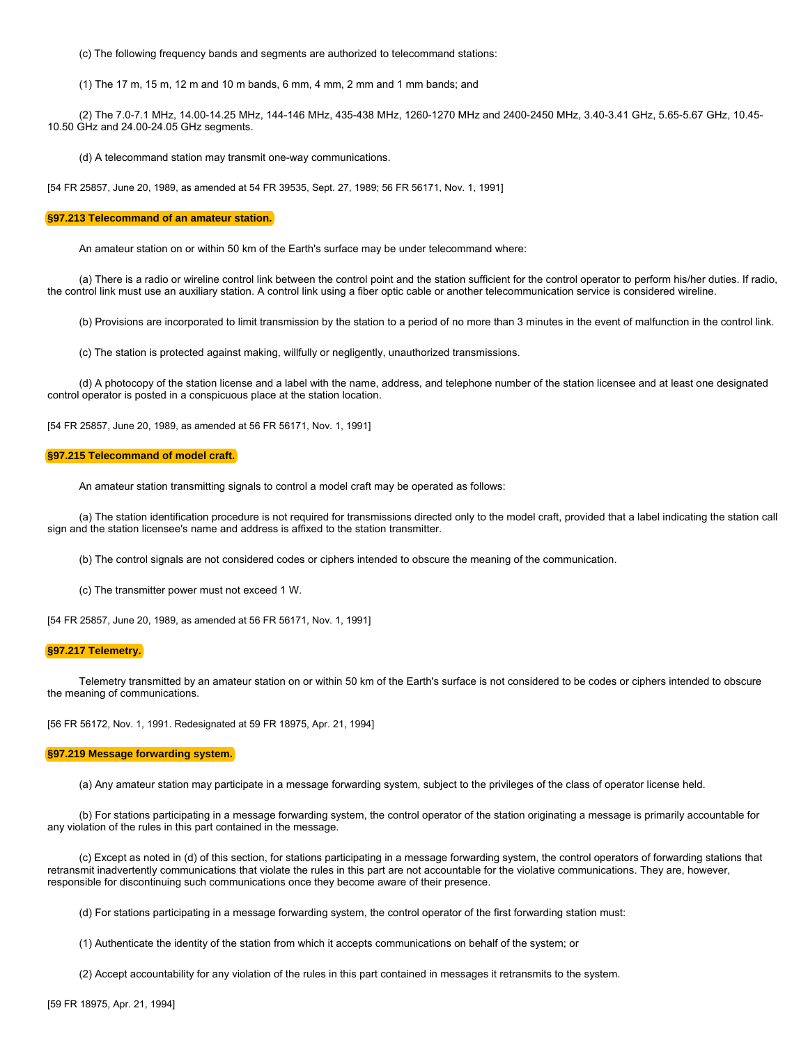(c) The following frequency bands and segments are authorized to telecommand stations:

(1) The 17 m, 15 m, 12 m and 10 m bands, 6 mm, 4 mm, 2 mm and 1 mm bands; and

(2) The 7.0-7.1 MHz, 14.00-14.25 MHz, 144-146 MHz, 435-438 MHz, 1260-1270 MHz and 2400-2450 MHz, 3.40-3.41 GHz, 5.65-5.67 GHz, 10.45-10.50 GHz and 24.00-24.05 GHz segments.

(d) A telecommand station may transmit one-way communications.

[54 FR 25857, June 20, 1989, as amended at 54 FR 39535, Sept. 27, 1989; 56 FR 56171, Nov. 1, 1991]

**§97.213 Telecommand of an amateur station.**

An amateur station on or within 50 km of the Earth's surface may be under telecommand where:

(a) There is a radio or wireline control link between the control point and the station sufficient for the control operator to perform his/her duties. If radio, the control link must use an auxiliary station. A control link using a fiber optic cable or another telecommunication service is considered wireline.

(b) Provisions are incorporated to limit transmission by the station to a period of no more than 3 minutes in the event of malfunction in the control link.

(c) The station is protected against making, willfully or negligently, unauthorized transmissions.

(d) A photocopy of the station license and a label with the name, address, and telephone number of the station licensee and at least one designated control operator is posted in a conspicuous place at the station location.

[54 FR 25857, June 20, 1989, as amended at 56 FR 56171, Nov. 1, 1991]

**§97.215 Telecommand of model craft.**

An amateur station transmitting signals to control a model craft may be operated as follows:

(a) The station identification procedure is not required for transmissions directed only to the model craft, provided that a label indicating the station call sign and the station licensee's name and address is affixed to the station transmitter.

(b) The control signals are not considered codes or ciphers intended to obscure the meaning of the communication.

(c) The transmitter power must not exceed 1 W.

[54 FR 25857, June 20, 1989, as amended at 56 FR 56171, Nov. 1, 1991]

**§97.217 Telemetry.**

Telemetry transmitted by an amateur station on or within 50 km of the Earth's surface is not considered to be codes or ciphers intended to obscure the meaning of communications.

[56 FR 56172, Nov. 1, 1991. Redesignated at 59 FR 18975, Apr. 21, 1994]

**§97.219 Message forwarding system.**

(a) Any amateur station may participate in a message forwarding system, subject to the privileges of the class of operator license held.

(b) For stations participating in a message forwarding system, the control operator of the station originating a message is primarily accountable for any violation of the rules in this part contained in the message.

(c) Except as noted in (d) of this section, for stations participating in a message forwarding system, the control operators of forwarding stations that retransmit inadvertently communications that violate the rules in this part are not accountable for the violative communications. They are, however, responsible for discontinuing such communications once they become aware of their presence.

(d) For stations participating in a message forwarding system, the control operator of the first forwarding station must:

(1) Authenticate the identity of the station from which it accepts communications on behalf of the system; or

(2) Accept accountability for any violation of the rules in this part contained in messages it retransmits to the system.

[59 FR 18975, Apr. 21, 1994]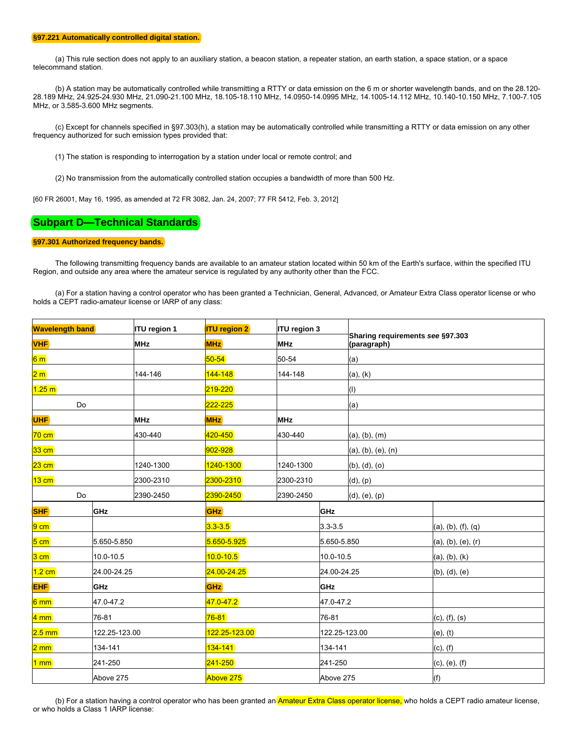**§97.221 Automatically controlled digital station.**

(a) This rule section does not apply to an auxiliary station, a beacon station, a repeater station, an earth station, a space station, or a space telecommand station.

(b) A station may be automatically controlled while transmitting a RTTY or data emission on the 6 m or shorter wavelength bands, and on the 28.120-28.189 MHz, 24.925-24.930 MHz, 21.090-21.100 MHz, 18.105-18.110 MHz, 14.0950-14.0995 MHz, 14.1005-14.112 MHz, 10.140-10.150 MHz, 7.100-7.105 MHz, or 3.585-3.600 MHz segments.

(c) Except for channels specified in §97.303(h), a station may be automatically controlled while transmitting a RTTY or data emission on any other frequency authorized for such emission types provided that:

(1) The station is responding to interrogation by a station under local or remote control; and

(2) No transmission from the automatically controlled station occupies a bandwidth of more than 500 Hz.

[60 FR 26001, May 16, 1995, as amended at 72 FR 3082, Jan. 24, 2007; 77 FR 5412, Feb. 3, 2012]

## Subpart D—Technical Standards

**§97.301 Authorized frequency bands.**

The following transmitting frequency bands are available to an amateur station located within 50 km of the Earth's surface, within the specified ITU Region, and outside any area where the amateur service is regulated by any authority other than the FCC.

(a) For a station having a control operator who has been granted a Technician, General, Advanced, or Amateur Extra Class operator license or who holds a CEPT radio-amateur license or IARP of any class:

| Wavelength band | ITU region 1 | ITU region 2 | ITU region 3 | Sharing requirements *see* §97.303 (paragraph) |
|---|---|---|---|---|
| VHF | MHz | MHz | MHz | |
| 6 m | | 50-54 | 50-54 | (a) |
| 2 m | 144-146 | 144-148 | 144-148 | (a), (k) |
| 1.25 m | | 219-220 | | (l) |
| Do | | 222-225 | | (a) |
| UHF | MHz | MHz | MHz | |
| 70 cm | 430-440 | 420-450 | 430-440 | (a), (b), (m) |
| 33 cm | | 902-928 | | (a), (b), (e), (n) |
| 23 cm | 1240-1300 | 1240-1300 | 1240-1300 | (b), (d), (o) |
| 13 cm | 2300-2310 | 2300-2310 | 2300-2310 | (d), (p) |
| Do | 2390-2450 | 2390-2450 | 2390-2450 | (d), (e), (p) |
| SHF | GHz | GHz | GHz | |
| 9 cm | | 3.3-3.5 | 3.3-3.5 | (a), (b), (f), (q) |
| 5 cm | 5.650-5.850 | 5.650-5.925 | 5.650-5.850 | (a), (b), (e), (r) |
| 3 cm | 10.0-10.5 | 10.0-10.5 | 10.0-10.5 | (a), (b), (k) |
| 1.2 cm | 24.00-24.25 | 24.00-24.25 | 24.00-24.25 | (b), (d), (e) |
| EHF | GHz | GHz | GHz | |
| 6 mm | 47.0-47.2 | 47.0-47.2 | 47.0-47.2 | |
| 4 mm | 76-81 | 76-81 | 76-81 | (c), (f), (s) |
| 2.5 mm | 122.25-123.00 | 122.25-123.00 | 122.25-123.00 | (e), (t) |
| 2 mm | 134-141 | 134-141 | 134-141 | (c), (f) |
| 1 mm | 241-250 | 241-250 | 241-250 | (c), (e), (f) |
| | Above 275 | Above 275 | Above 275 | (f) |

(b) For a station having a control operator who has been granted an Amateur Extra Class operator license, who holds a CEPT radio amateur license, or who holds a Class 1 IARP license: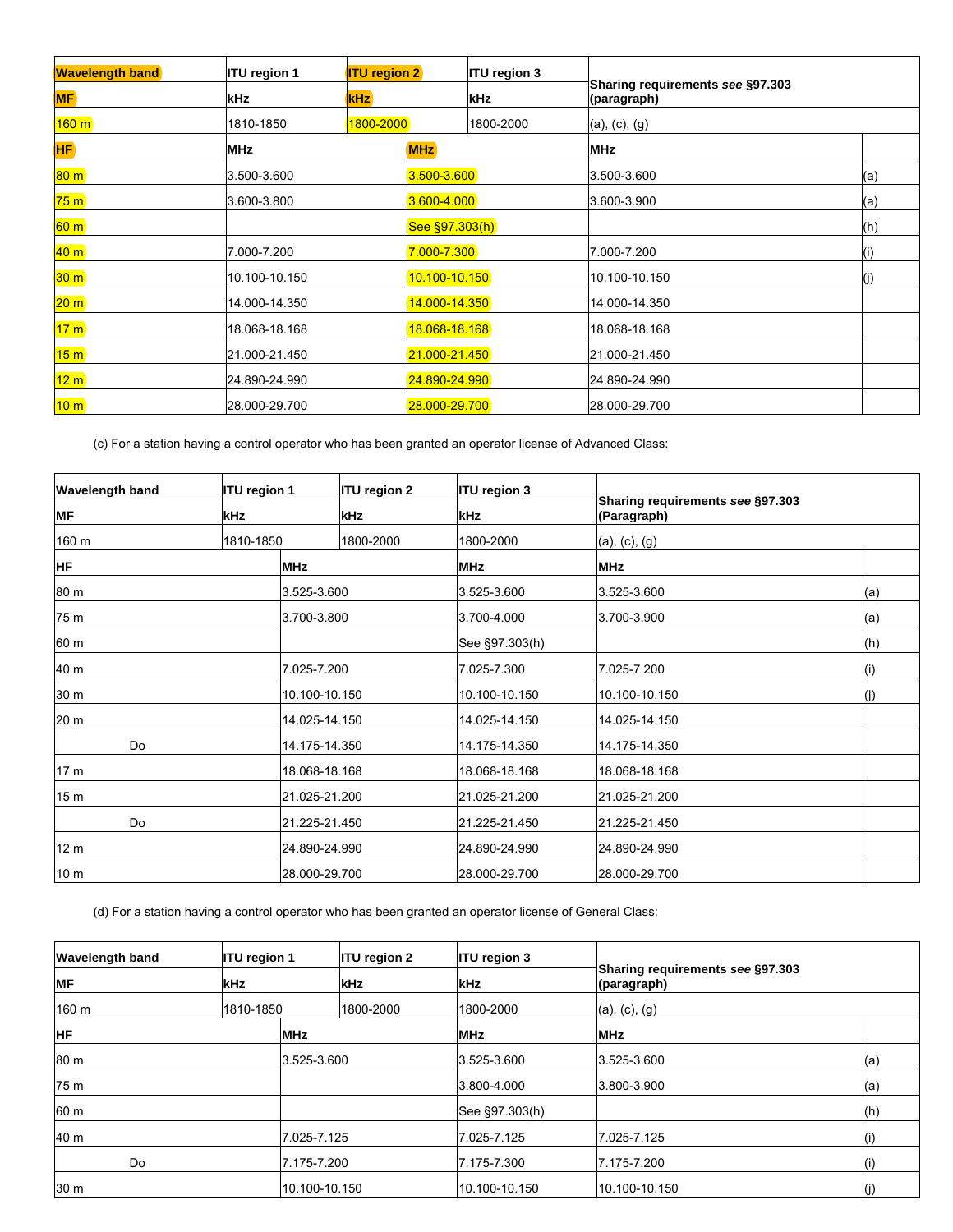| Wavelength band | ITU region 1 | ITU region 2 | ITU region 3 | Sharing requirements *see* §97.303 (paragraph) |
|---|---|---|---|---|
| MF | kHz | kHz | kHz | |
| 160 m | 1810-1850 | 1800-2000 | 1800-2000 | (a), (c), (g) |
| HF | MHz | MHz | MHz | |
| 80 m | 3.500-3.600 | 3.500-3.600 | 3.500-3.600 | (a) |
| 75 m | 3.600-3.800 | 3.600-4.000 | 3.600-3.900 | (a) |
| 60 m | | See §97.303(h) | | (h) |
| 40 m | 7.000-7.200 | 7.000-7.300 | 7.000-7.200 | (i) |
| 30 m | 10.100-10.150 | 10.100-10.150 | 10.100-10.150 | (j) |
| 20 m | 14.000-14.350 | 14.000-14.350 | 14.000-14.350 | |
| 17 m | 18.068-18.168 | 18.068-18.168 | 18.068-18.168 | |
| 15 m | 21.000-21.450 | 21.000-21.450 | 21.000-21.450 | |
| 12 m | 24.890-24.990 | 24.890-24.990 | 24.890-24.990 | |
| 10 m | 28.000-29.700 | 28.000-29.700 | 28.000-29.700 | |

(c) For a station having a control operator who has been granted an operator license of Advanced Class:

| Wavelength band | ITU region 1 | ITU region 2 | ITU region 3 | Sharing requirements *see* §97.303 (Paragraph) |
|---|---|---|---|---|
| MF | kHz | kHz | kHz | |
| 160 m | 1810-1850 | 1800-2000 | 1800-2000 | (a), (c), (g) |
| HF | MHz | MHz | MHz | |
| 80 m | 3.525-3.600 | 3.525-3.600 | 3.525-3.600 | (a) |
| 75 m | 3.700-3.800 | 3.700-4.000 | 3.700-3.900 | (a) |
| 60 m | | See §97.303(h) | | (h) |
| 40 m | 7.025-7.200 | 7.025-7.300 | 7.025-7.200 | (i) |
| 30 m | 10.100-10.150 | 10.100-10.150 | 10.100-10.150 | (j) |
| 20 m | 14.025-14.150 | 14.025-14.150 | 14.025-14.150 | |
| Do | 14.175-14.350 | 14.175-14.350 | 14.175-14.350 | |
| 17 m | 18.068-18.168 | 18.068-18.168 | 18.068-18.168 | |
| 15 m | 21.025-21.200 | 21.025-21.200 | 21.025-21.200 | |
| Do | 21.225-21.450 | 21.225-21.450 | 21.225-21.450 | |
| 12 m | 24.890-24.990 | 24.890-24.990 | 24.890-24.990 | |
| 10 m | 28.000-29.700 | 28.000-29.700 | 28.000-29.700 | |

(d) For a station having a control operator who has been granted an operator license of General Class:

| Wavelength band | ITU region 1 | ITU region 2 | ITU region 3 | Sharing requirements *see* §97.303 (paragraph) |
|---|---|---|---|---|
| MF | kHz | kHz | kHz | |
| 160 m | 1810-1850 | 1800-2000 | 1800-2000 | (a), (c), (g) |
| HF | MHz | MHz | MHz | |
| 80 m | 3.525-3.600 | 3.525-3.600 | 3.525-3.600 | (a) |
| 75 m | | 3.800-4.000 | 3.800-3.900 | (a) |
| 60 m | | See §97.303(h) | | (h) |
| 40 m | 7.025-7.125 | 7.025-7.125 | 7.025-7.125 | (i) |
| Do | 7.175-7.200 | 7.175-7.300 | 7.175-7.200 | (i) |
| 30 m | 10.100-10.150 | 10.100-10.150 | 10.100-10.150 | (j) |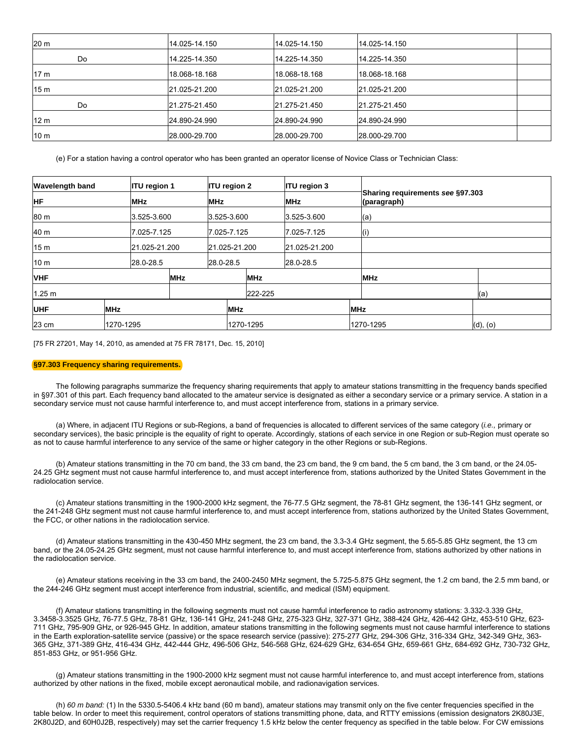| | | | | |
|---|---|---|---|---|
| 20 m | 14.025-14.150 | 14.025-14.150 | 14.025-14.150 | |
| Do | 14.225-14.350 | 14.225-14.350 | 14.225-14.350 | |
| 17 m | 18.068-18.168 | 18.068-18.168 | 18.068-18.168 | |
| 15 m | 21.025-21.200 | 21.025-21.200 | 21.025-21.200 | |
| Do | 21.275-21.450 | 21.275-21.450 | 21.275-21.450 | |
| 12 m | 24.890-24.990 | 24.890-24.990 | 24.890-24.990 | |
| 10 m | 28.000-29.700 | 28.000-29.700 | 28.000-29.700 | |

(e) For a station having a control operator who has been granted an operator license of Novice Class or Technician Class:

| Wavelength band | ITU region 1 | ITU region 2 | ITU region 3 | Sharing requirements *see* §97.303 (paragraph) |
|---|---|---|---|---|
| **HF** | **MHz** | **MHz** | **MHz** | |
| 80 m | 3.525-3.600 | 3.525-3.600 | 3.525-3.600 | (a) |
| 40 m | 7.025-7.125 | 7.025-7.125 | 7.025-7.125 | (i) |
| 15 m | 21.025-21.200 | 21.025-21.200 | 21.025-21.200 | |
| 10 m | 28.0-28.5 | 28.0-28.5 | 28.0-28.5 | |
| **VHF** | **MHz** | **MHz** | **MHz** | |
| 1.25 m | | 222-225 | | (a) |
| **UHF** | **MHz** | **MHz** | **MHz** | |
| 23 cm | 1270-1295 | 1270-1295 | 1270-1295 | (d), (o) |

[75 FR 27201, May 14, 2010, as amended at 75 FR 78171, Dec. 15, 2010]

## §97.303 Frequency sharing requirements.

The following paragraphs summarize the frequency sharing requirements that apply to amateur stations transmitting in the frequency bands specified in §97.301 of this part. Each frequency band allocated to the amateur service is designated as either a secondary service or a primary service. A station in a secondary service must not cause harmful interference to, and must accept interference from, stations in a primary service.

(a) Where, in adjacent ITU Regions or sub-Regions, a band of frequencies is allocated to different services of the same category (*i.e.,* primary or secondary services), the basic principle is the equality of right to operate. Accordingly, stations of each service in one Region or sub-Region must operate so as not to cause harmful interference to any service of the same or higher category in the other Regions or sub-Regions.

(b) Amateur stations transmitting in the 70 cm band, the 33 cm band, the 23 cm band, the 9 cm band, the 5 cm band, the 3 cm band, or the 24.05-24.25 GHz segment must not cause harmful interference to, and must accept interference from, stations authorized by the United States Government in the radiolocation service.

(c) Amateur stations transmitting in the 1900-2000 kHz segment, the 76-77.5 GHz segment, the 78-81 GHz segment, the 136-141 GHz segment, or the 241-248 GHz segment must not cause harmful interference to, and must accept interference from, stations authorized by the United States Government, the FCC, or other nations in the radiolocation service.

(d) Amateur stations transmitting in the 430-450 MHz segment, the 23 cm band, the 3.3-3.4 GHz segment, the 5.65-5.85 GHz segment, the 13 cm band, or the 24.05-24.25 GHz segment, must not cause harmful interference to, and must accept interference from, stations authorized by other nations in the radiolocation service.

(e) Amateur stations receiving in the 33 cm band, the 2400-2450 MHz segment, the 5.725-5.875 GHz segment, the 1.2 cm band, the 2.5 mm band, or the 244-246 GHz segment must accept interference from industrial, scientific, and medical (ISM) equipment.

(f) Amateur stations transmitting in the following segments must not cause harmful interference to radio astronomy stations: 3.332-3.339 GHz, 3.3458-3.3525 GHz, 76-77.5 GHz, 78-81 GHz, 136-141 GHz, 241-248 GHz, 275-323 GHz, 327-371 GHz, 388-424 GHz, 426-442 GHz, 453-510 GHz, 623-711 GHz, 795-909 GHz, or 926-945 GHz. In addition, amateur stations transmitting in the following segments must not cause harmful interference to stations in the Earth exploration-satellite service (passive) or the space research service (passive): 275-277 GHz, 294-306 GHz, 316-334 GHz, 342-349 GHz, 363-365 GHz, 371-389 GHz, 416-434 GHz, 442-444 GHz, 496-506 GHz, 546-568 GHz, 624-629 GHz, 634-654 GHz, 659-661 GHz, 684-692 GHz, 730-732 GHz, 851-853 GHz, or 951-956 GHz.

(g) Amateur stations transmitting in the 1900-2000 kHz segment must not cause harmful interference to, and must accept interference from, stations authorized by other nations in the fixed, mobile except aeronautical mobile, and radionavigation services.

(h) *60 m band:* (1) In the 5330.5-5406.4 kHz band (60 m band), amateur stations may transmit only on the five center frequencies specified in the table below. In order to meet this requirement, control operators of stations transmitting phone, data, and RTTY emissions (emission designators 2K80J3E, 2K80J2D, and 60H0J2B, respectively) may set the carrier frequency 1.5 kHz below the center frequency as specified in the table below. For CW emissions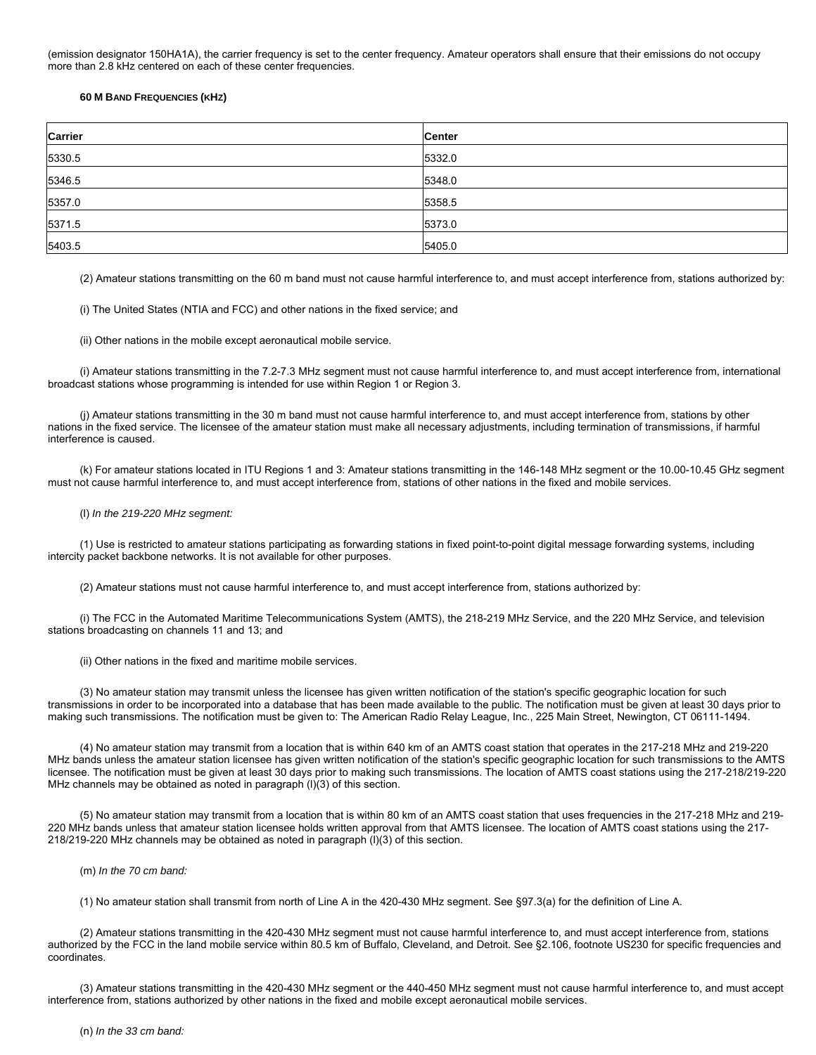(emission designator 150HA1A), the carrier frequency is set to the center frequency. Amateur operators shall ensure that their emissions do not occupy more than 2.8 kHz centered on each of these center frequencies.

**60 M BAND FREQUENCIES (KHZ)**

| Carrier | Center |
|---|---|
| 5330.5 | 5332.0 |
| 5346.5 | 5348.0 |
| 5357.0 | 5358.5 |
| 5371.5 | 5373.0 |
| 5403.5 | 5405.0 |

(2) Amateur stations transmitting on the 60 m band must not cause harmful interference to, and must accept interference from, stations authorized by:

(i) The United States (NTIA and FCC) and other nations in the fixed service; and

(ii) Other nations in the mobile except aeronautical mobile service.

(i) Amateur stations transmitting in the 7.2-7.3 MHz segment must not cause harmful interference to, and must accept interference from, international broadcast stations whose programming is intended for use within Region 1 or Region 3.

(j) Amateur stations transmitting in the 30 m band must not cause harmful interference to, and must accept interference from, stations by other nations in the fixed service. The licensee of the amateur station must make all necessary adjustments, including termination of transmissions, if harmful interference is caused.

(k) For amateur stations located in ITU Regions 1 and 3: Amateur stations transmitting in the 146-148 MHz segment or the 10.00-10.45 GHz segment must not cause harmful interference to, and must accept interference from, stations of other nations in the fixed and mobile services.

(l) *In the 219-220 MHz segment:*

(1) Use is restricted to amateur stations participating as forwarding stations in fixed point-to-point digital message forwarding systems, including intercity packet backbone networks. It is not available for other purposes.

(2) Amateur stations must not cause harmful interference to, and must accept interference from, stations authorized by:

(i) The FCC in the Automated Maritime Telecommunications System (AMTS), the 218-219 MHz Service, and the 220 MHz Service, and television stations broadcasting on channels 11 and 13; and

(ii) Other nations in the fixed and maritime mobile services.

(3) No amateur station may transmit unless the licensee has given written notification of the station's specific geographic location for such transmissions in order to be incorporated into a database that has been made available to the public. The notification must be given at least 30 days prior to making such transmissions. The notification must be given to: The American Radio Relay League, Inc., 225 Main Street, Newington, CT 06111-1494.

(4) No amateur station may transmit from a location that is within 640 km of an AMTS coast station that operates in the 217-218 MHz and 219-220 MHz bands unless the amateur station licensee has given written notification of the station's specific geographic location for such transmissions to the AMTS licensee. The notification must be given at least 30 days prior to making such transmissions. The location of AMTS coast stations using the 217-218/219-220 MHz channels may be obtained as noted in paragraph (l)(3) of this section.

(5) No amateur station may transmit from a location that is within 80 km of an AMTS coast station that uses frequencies in the 217-218 MHz and 219-220 MHz bands unless that amateur station licensee holds written approval from that AMTS licensee. The location of AMTS coast stations using the 217-218/219-220 MHz channels may be obtained as noted in paragraph (l)(3) of this section.

(m) *In the 70 cm band:*

(1) No amateur station shall transmit from north of Line A in the 420-430 MHz segment. See §97.3(a) for the definition of Line A.

(2) Amateur stations transmitting in the 420-430 MHz segment must not cause harmful interference to, and must accept interference from, stations authorized by the FCC in the land mobile service within 80.5 km of Buffalo, Cleveland, and Detroit. See §2.106, footnote US230 for specific frequencies and coordinates.

(3) Amateur stations transmitting in the 420-430 MHz segment or the 440-450 MHz segment must not cause harmful interference to, and must accept interference from, stations authorized by other nations in the fixed and mobile except aeronautical mobile services.

(n) *In the 33 cm band:*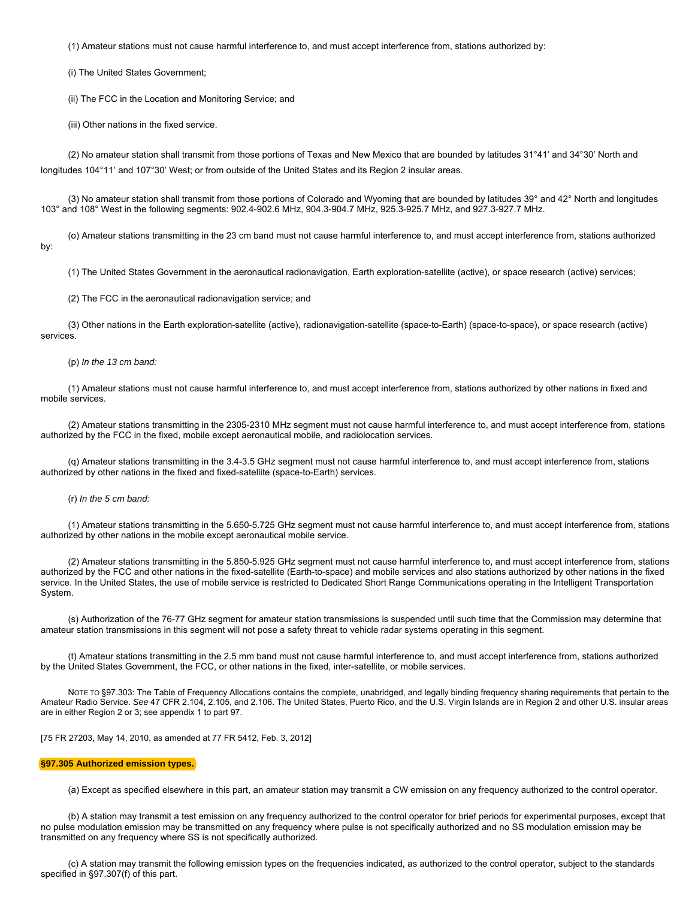(1) Amateur stations must not cause harmful interference to, and must accept interference from, stations authorized by:

(i) The United States Government;

(ii) The FCC in the Location and Monitoring Service; and

(iii) Other nations in the fixed service.

(2) No amateur station shall transmit from those portions of Texas and New Mexico that are bounded by latitudes 31°41′ and 34°30′ North and longitudes 104°11′ and 107°30′ West; or from outside of the United States and its Region 2 insular areas.

(3) No amateur station shall transmit from those portions of Colorado and Wyoming that are bounded by latitudes 39° and 42° North and longitudes 103° and 108° West in the following segments: 902.4-902.6 MHz, 904.3-904.7 MHz, 925.3-925.7 MHz, and 927.3-927.7 MHz.

(o) Amateur stations transmitting in the 23 cm band must not cause harmful interference to, and must accept interference from, stations authorized by:

(1) The United States Government in the aeronautical radionavigation, Earth exploration-satellite (active), or space research (active) services;

(2) The FCC in the aeronautical radionavigation service; and

(3) Other nations in the Earth exploration-satellite (active), radionavigation-satellite (space-to-Earth) (space-to-space), or space research (active) services.

(p) *In the 13 cm band:*

(1) Amateur stations must not cause harmful interference to, and must accept interference from, stations authorized by other nations in fixed and mobile services.

(2) Amateur stations transmitting in the 2305-2310 MHz segment must not cause harmful interference to, and must accept interference from, stations authorized by the FCC in the fixed, mobile except aeronautical mobile, and radiolocation services.

(q) Amateur stations transmitting in the 3.4-3.5 GHz segment must not cause harmful interference to, and must accept interference from, stations authorized by other nations in the fixed and fixed-satellite (space-to-Earth) services.

(r) *In the 5 cm band:*

(1) Amateur stations transmitting in the 5.650-5.725 GHz segment must not cause harmful interference to, and must accept interference from, stations authorized by other nations in the mobile except aeronautical mobile service.

(2) Amateur stations transmitting in the 5.850-5.925 GHz segment must not cause harmful interference to, and must accept interference from, stations authorized by the FCC and other nations in the fixed-satellite (Earth-to-space) and mobile services and also stations authorized by other nations in the fixed service. In the United States, the use of mobile service is restricted to Dedicated Short Range Communications operating in the Intelligent Transportation System.

(s) Authorization of the 76-77 GHz segment for amateur station transmissions is suspended until such time that the Commission may determine that amateur station transmissions in this segment will not pose a safety threat to vehicle radar systems operating in this segment.

(t) Amateur stations transmitting in the 2.5 mm band must not cause harmful interference to, and must accept interference from, stations authorized by the United States Government, the FCC, or other nations in the fixed, inter-satellite, or mobile services.

NOTE TO §97.303: The Table of Frequency Allocations contains the complete, unabridged, and legally binding frequency sharing requirements that pertain to the Amateur Radio Service. *See* 47 CFR 2.104, 2.105, and 2.106. The United States, Puerto Rico, and the U.S. Virgin Islands are in Region 2 and other U.S. insular areas are in either Region 2 or 3; see appendix 1 to part 97.

[75 FR 27203, May 14, 2010, as amended at 77 FR 5412, Feb. 3, 2012]

**§97.305 Authorized emission types.**

(a) Except as specified elsewhere in this part, an amateur station may transmit a CW emission on any frequency authorized to the control operator.

(b) A station may transmit a test emission on any frequency authorized to the control operator for brief periods for experimental purposes, except that no pulse modulation emission may be transmitted on any frequency where pulse is not specifically authorized and no SS modulation emission may be transmitted on any frequency where SS is not specifically authorized.

(c) A station may transmit the following emission types on the frequencies indicated, as authorized to the control operator, subject to the standards specified in §97.307(f) of this part.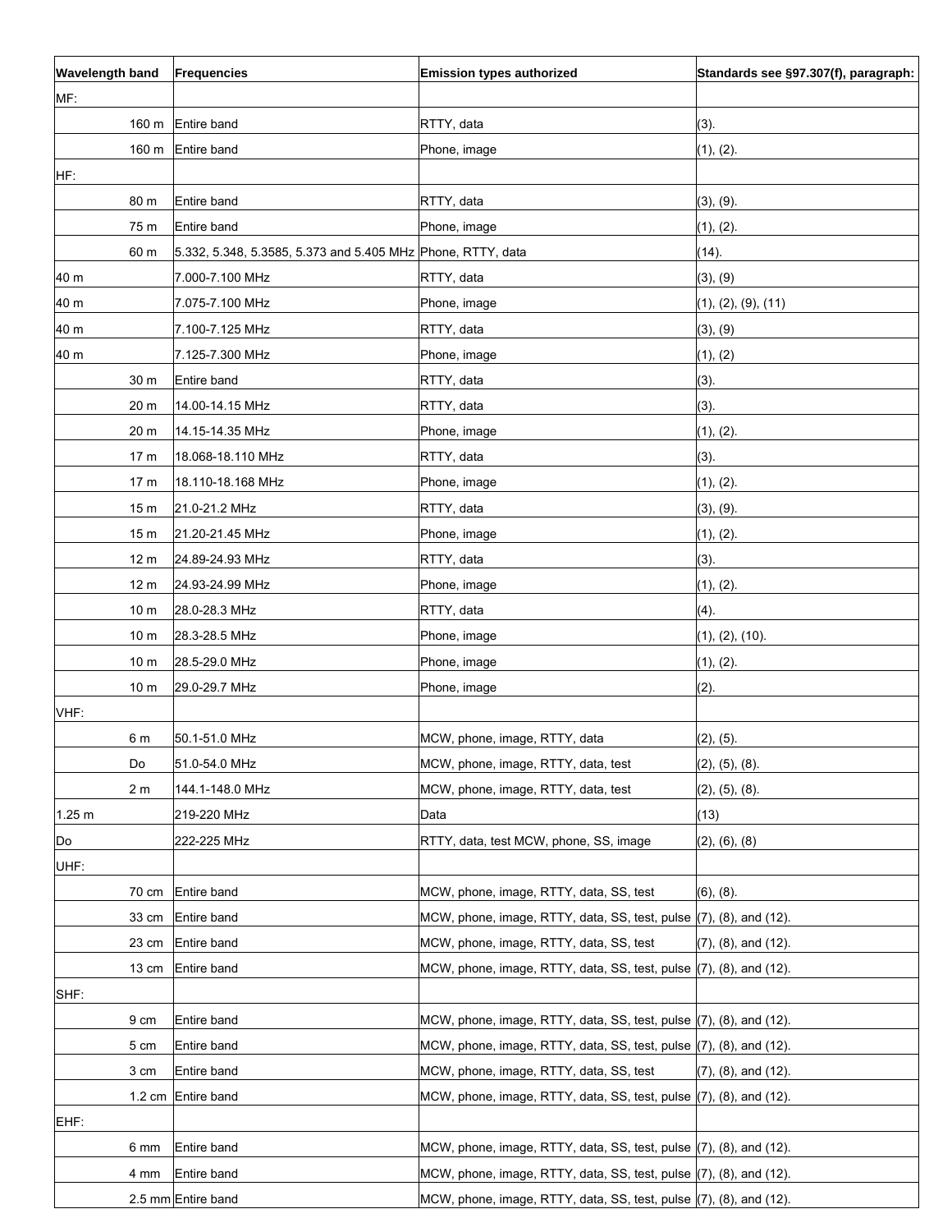| Wavelength band | Frequencies | Emission types authorized | Standards see §97.307(f), paragraph: |
|---|---|---|---|
| MF: | | | |
| 160 m | Entire band | RTTY, data | (3). |
| 160 m | Entire band | Phone, image | (1), (2). |
| HF: | | | |
| 80 m | Entire band | RTTY, data | (3), (9). |
| 75 m | Entire band | Phone, image | (1), (2). |
| 60 m | 5.332, 5.348, 5.3585, 5.373 and 5.405 MHz | Phone, RTTY, data | (14). |
| 40 m | 7.000-7.100 MHz | RTTY, data | (3), (9) |
| 40 m | 7.075-7.100 MHz | Phone, image | (1), (2), (9), (11) |
| 40 m | 7.100-7.125 MHz | RTTY, data | (3), (9) |
| 40 m | 7.125-7.300 MHz | Phone, image | (1), (2) |
| 30 m | Entire band | RTTY, data | (3). |
| 20 m | 14.00-14.15 MHz | RTTY, data | (3). |
| 20 m | 14.15-14.35 MHz | Phone, image | (1), (2). |
| 17 m | 18.068-18.110 MHz | RTTY, data | (3). |
| 17 m | 18.110-18.168 MHz | Phone, image | (1), (2). |
| 15 m | 21.0-21.2 MHz | RTTY, data | (3), (9). |
| 15 m | 21.20-21.45 MHz | Phone, image | (1), (2). |
| 12 m | 24.89-24.93 MHz | RTTY, data | (3). |
| 12 m | 24.93-24.99 MHz | Phone, image | (1), (2). |
| 10 m | 28.0-28.3 MHz | RTTY, data | (4). |
| 10 m | 28.3-28.5 MHz | Phone, image | (1), (2), (10). |
| 10 m | 28.5-29.0 MHz | Phone, image | (1), (2). |
| 10 m | 29.0-29.7 MHz | Phone, image | (2). |
| VHF: | | | |
| 6 m | 50.1-51.0 MHz | MCW, phone, image, RTTY, data | (2), (5). |
| Do | 51.0-54.0 MHz | MCW, phone, image, RTTY, data, test | (2), (5), (8). |
| 2 m | 144.1-148.0 MHz | MCW, phone, image, RTTY, data, test | (2), (5), (8). |
| 1.25 m | 219-220 MHz | Data | (13) |
| Do | 222-225 MHz | RTTY, data, test MCW, phone, SS, image | (2), (6), (8) |
| UHF: | | | |
| 70 cm | Entire band | MCW, phone, image, RTTY, data, SS, test | (6), (8). |
| 33 cm | Entire band | MCW, phone, image, RTTY, data, SS, test, pulse | (7), (8), and (12). |
| 23 cm | Entire band | MCW, phone, image, RTTY, data, SS, test | (7), (8), and (12). |
| 13 cm | Entire band | MCW, phone, image, RTTY, data, SS, test, pulse | (7), (8), and (12). |
| SHF: | | | |
| 9 cm | Entire band | MCW, phone, image, RTTY, data, SS, test, pulse | (7), (8), and (12). |
| 5 cm | Entire band | MCW, phone, image, RTTY, data, SS, test, pulse | (7), (8), and (12). |
| 3 cm | Entire band | MCW, phone, image, RTTY, data, SS, test | (7), (8), and (12). |
| 1.2 cm | Entire band | MCW, phone, image, RTTY, data, SS, test, pulse | (7), (8), and (12). |
| EHF: | | | |
| 6 mm | Entire band | MCW, phone, image, RTTY, data, SS, test, pulse | (7), (8), and (12). |
| 4 mm | Entire band | MCW, phone, image, RTTY, data, SS, test, pulse | (7), (8), and (12). |
| 2.5 mm | Entire band | MCW, phone, image, RTTY, data, SS, test, pulse | (7), (8), and (12). |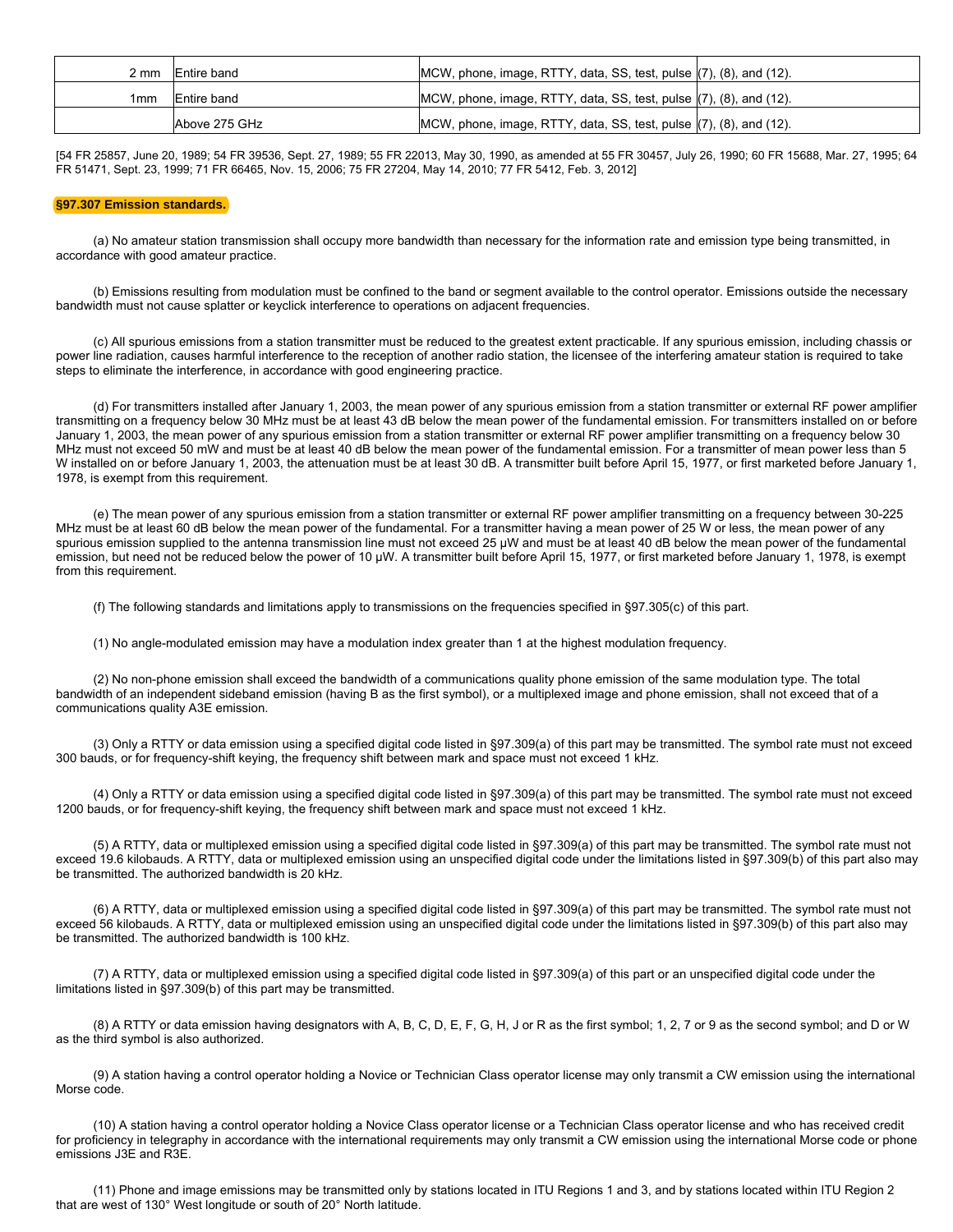| | | | |
|---|---|---|---|
| 2 mm | Entire band | MCW, phone, image, RTTY, data, SS, test, pulse | (7), (8), and (12). |
| 1mm | Entire band | MCW, phone, image, RTTY, data, SS, test, pulse | (7), (8), and (12). |
| | Above 275 GHz | MCW, phone, image, RTTY, data, SS, test, pulse | (7), (8), and (12). |

[54 FR 25857, June 20, 1989; 54 FR 39536, Sept. 27, 1989; 55 FR 22013, May 30, 1990, as amended at 55 FR 30457, July 26, 1990; 60 FR 15688, Mar. 27, 1995; 64 FR 51471, Sept. 23, 1999; 71 FR 66465, Nov. 15, 2006; 75 FR 27204, May 14, 2010; 77 FR 5412, Feb. 3, 2012]

**§97.307 Emission standards.**

(a) No amateur station transmission shall occupy more bandwidth than necessary for the information rate and emission type being transmitted, in accordance with good amateur practice.

(b) Emissions resulting from modulation must be confined to the band or segment available to the control operator. Emissions outside the necessary bandwidth must not cause splatter or keyclick interference to operations on adjacent frequencies.

(c) All spurious emissions from a station transmitter must be reduced to the greatest extent practicable. If any spurious emission, including chassis or power line radiation, causes harmful interference to the reception of another radio station, the licensee of the interfering amateur station is required to take steps to eliminate the interference, in accordance with good engineering practice.

(d) For transmitters installed after January 1, 2003, the mean power of any spurious emission from a station transmitter or external RF power amplifier transmitting on a frequency below 30 MHz must be at least 43 dB below the mean power of the fundamental emission. For transmitters installed on or before January 1, 2003, the mean power of any spurious emission from a station transmitter or external RF power amplifier transmitting on a frequency below 30 MHz must not exceed 50 mW and must be at least 40 dB below the mean power of the fundamental emission. For a transmitter of mean power less than 5 W installed on or before January 1, 2003, the attenuation must be at least 30 dB. A transmitter built before April 15, 1977, or first marketed before January 1, 1978, is exempt from this requirement.

(e) The mean power of any spurious emission from a station transmitter or external RF power amplifier transmitting on a frequency between 30-225 MHz must be at least 60 dB below the mean power of the fundamental. For a transmitter having a mean power of 25 W or less, the mean power of any spurious emission supplied to the antenna transmission line must not exceed 25 μW and must be at least 40 dB below the mean power of the fundamental emission, but need not be reduced below the power of 10 μW. A transmitter built before April 15, 1977, or first marketed before January 1, 1978, is exempt from this requirement.

(f) The following standards and limitations apply to transmissions on the frequencies specified in §97.305(c) of this part.

(1) No angle-modulated emission may have a modulation index greater than 1 at the highest modulation frequency.

(2) No non-phone emission shall exceed the bandwidth of a communications quality phone emission of the same modulation type. The total bandwidth of an independent sideband emission (having B as the first symbol), or a multiplexed image and phone emission, shall not exceed that of a communications quality A3E emission.

(3) Only a RTTY or data emission using a specified digital code listed in §97.309(a) of this part may be transmitted. The symbol rate must not exceed 300 bauds, or for frequency-shift keying, the frequency shift between mark and space must not exceed 1 kHz.

(4) Only a RTTY or data emission using a specified digital code listed in §97.309(a) of this part may be transmitted. The symbol rate must not exceed 1200 bauds, or for frequency-shift keying, the frequency shift between mark and space must not exceed 1 kHz.

(5) A RTTY, data or multiplexed emission using a specified digital code listed in §97.309(a) of this part may be transmitted. The symbol rate must not exceed 19.6 kilobauds. A RTTY, data or multiplexed emission using an unspecified digital code under the limitations listed in §97.309(b) of this part also may be transmitted. The authorized bandwidth is 20 kHz.

(6) A RTTY, data or multiplexed emission using a specified digital code listed in §97.309(a) of this part may be transmitted. The symbol rate must not exceed 56 kilobauds. A RTTY, data or multiplexed emission using an unspecified digital code under the limitations listed in §97.309(b) of this part also may be transmitted. The authorized bandwidth is 100 kHz.

(7) A RTTY, data or multiplexed emission using a specified digital code listed in §97.309(a) of this part or an unspecified digital code under the limitations listed in §97.309(b) of this part may be transmitted.

(8) A RTTY or data emission having designators with A, B, C, D, E, F, G, H, J or R as the first symbol; 1, 2, 7 or 9 as the second symbol; and D or W as the third symbol is also authorized.

(9) A station having a control operator holding a Novice or Technician Class operator license may only transmit a CW emission using the international Morse code.

(10) A station having a control operator holding a Novice Class operator license or a Technician Class operator license and who has received credit for proficiency in telegraphy in accordance with the international requirements may only transmit a CW emission using the international Morse code or phone emissions J3E and R3E.

(11) Phone and image emissions may be transmitted only by stations located in ITU Regions 1 and 3, and by stations located within ITU Region 2 that are west of 130° West longitude or south of 20° North latitude.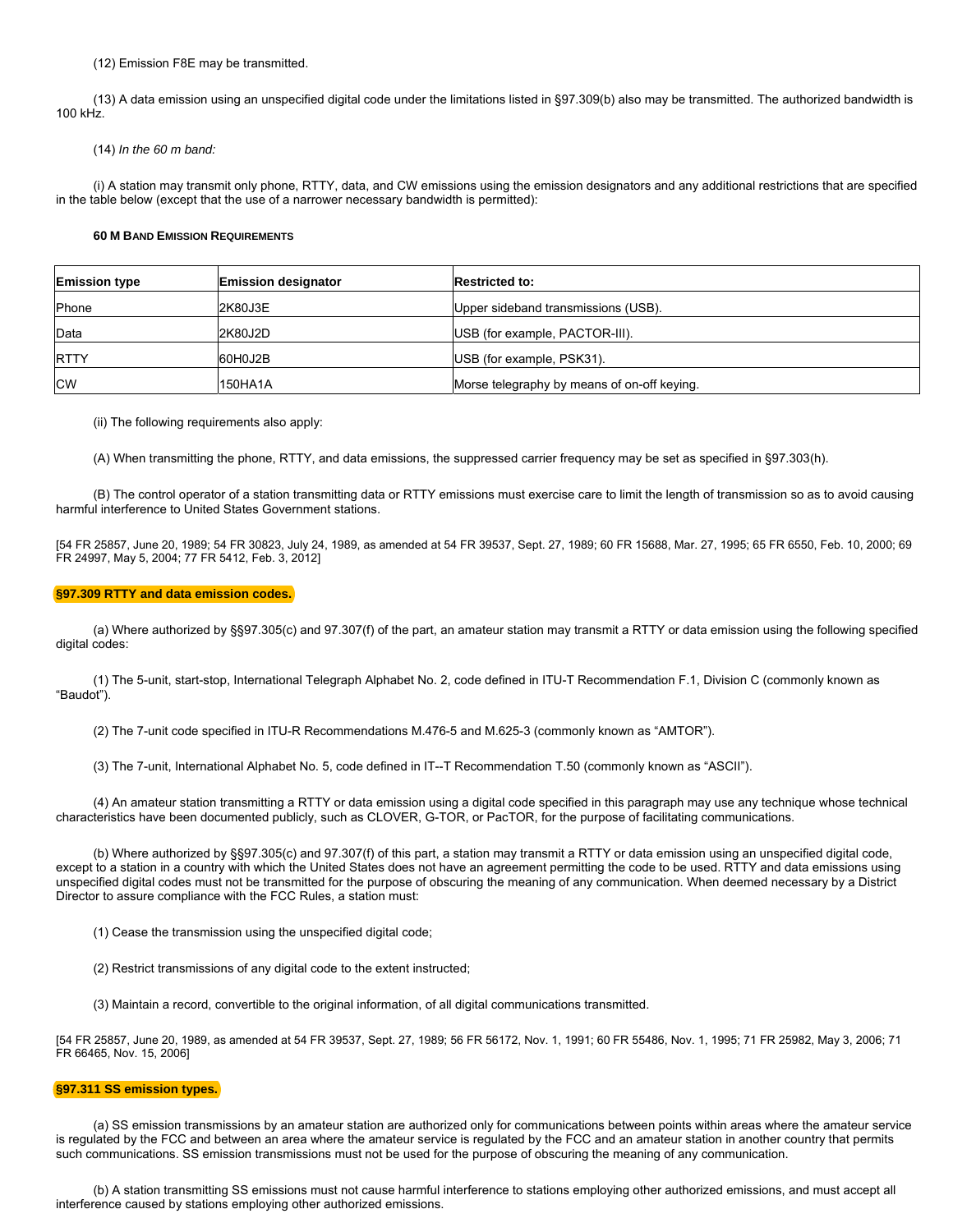(12) Emission F8E may be transmitted.

(13) A data emission using an unspecified digital code under the limitations listed in §97.309(b) also may be transmitted. The authorized bandwidth is 100 kHz.

(14) *In the 60 m band:*

(i) A station may transmit only phone, RTTY, data, and CW emissions using the emission designators and any additional restrictions that are specified in the table below (except that the use of a narrower necessary bandwidth is permitted):

**60 M BAND EMISSION REQUIREMENTS**

| Emission type | Emission designator | Restricted to: |
|---|---|---|
| Phone | 2K80J3E | Upper sideband transmissions (USB). |
| Data | 2K80J2D | USB (for example, PACTOR-III). |
| RTTY | 60H0J2B | USB (for example, PSK31). |
| CW | 150HA1A | Morse telegraphy by means of on-off keying. |

(ii) The following requirements also apply:

(A) When transmitting the phone, RTTY, and data emissions, the suppressed carrier frequency may be set as specified in §97.303(h).

(B) The control operator of a station transmitting data or RTTY emissions must exercise care to limit the length of transmission so as to avoid causing harmful interference to United States Government stations.

[54 FR 25857, June 20, 1989; 54 FR 30823, July 24, 1989, as amended at 54 FR 39537, Sept. 27, 1989; 60 FR 15688, Mar. 27, 1995; 65 FR 6550, Feb. 10, 2000; 69 FR 24997, May 5, 2004; 77 FR 5412, Feb. 3, 2012]

### §97.309 RTTY and data emission codes.

(a) Where authorized by §§97.305(c) and 97.307(f) of the part, an amateur station may transmit a RTTY or data emission using the following specified digital codes:

(1) The 5-unit, start-stop, International Telegraph Alphabet No. 2, code defined in ITU-T Recommendation F.1, Division C (commonly known as "Baudot").

(2) The 7-unit code specified in ITU-R Recommendations M.476-5 and M.625-3 (commonly known as "AMTOR").

(3) The 7-unit, International Alphabet No. 5, code defined in IT--T Recommendation T.50 (commonly known as "ASCII").

(4) An amateur station transmitting a RTTY or data emission using a digital code specified in this paragraph may use any technique whose technical characteristics have been documented publicly, such as CLOVER, G-TOR, or PacTOR, for the purpose of facilitating communications.

(b) Where authorized by §§97.305(c) and 97.307(f) of this part, a station may transmit a RTTY or data emission using an unspecified digital code, except to a station in a country with which the United States does not have an agreement permitting the code to be used. RTTY and data emissions using unspecified digital codes must not be transmitted for the purpose of obscuring the meaning of any communication. When deemed necessary by a District Director to assure compliance with the FCC Rules, a station must:

(1) Cease the transmission using the unspecified digital code;

(2) Restrict transmissions of any digital code to the extent instructed;

(3) Maintain a record, convertible to the original information, of all digital communications transmitted.

[54 FR 25857, June 20, 1989, as amended at 54 FR 39537, Sept. 27, 1989; 56 FR 56172, Nov. 1, 1991; 60 FR 55486, Nov. 1, 1995; 71 FR 25982, May 3, 2006; 71 FR 66465, Nov. 15, 2006]

### §97.311 SS emission types.

(a) SS emission transmissions by an amateur station are authorized only for communications between points within areas where the amateur service is regulated by the FCC and between an area where the amateur service is regulated by the FCC and an amateur station in another country that permits such communications. SS emission transmissions must not be used for the purpose of obscuring the meaning of any communication.

(b) A station transmitting SS emissions must not cause harmful interference to stations employing other authorized emissions, and must accept all interference caused by stations employing other authorized emissions.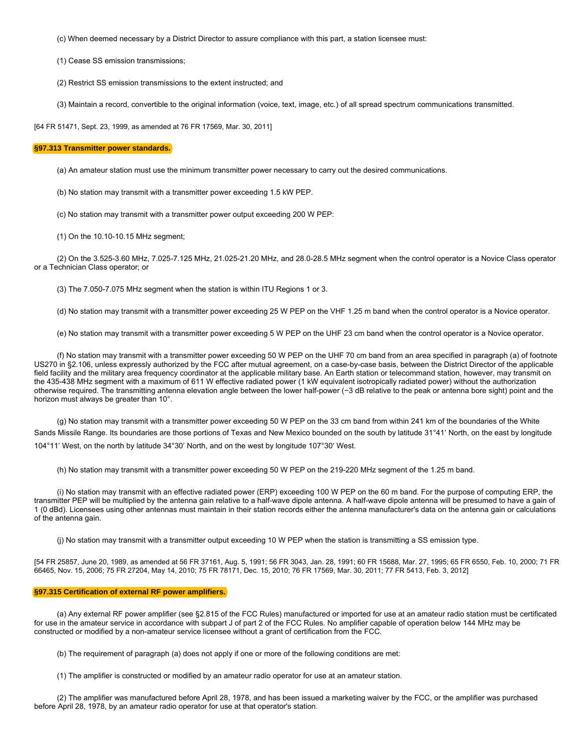(c) When deemed necessary by a District Director to assure compliance with this part, a station licensee must:

(1) Cease SS emission transmissions;

(2) Restrict SS emission transmissions to the extent instructed; and

(3) Maintain a record, convertible to the original information (voice, text, image, etc.) of all spread spectrum communications transmitted.

[64 FR 51471, Sept. 23, 1999, as amended at 76 FR 17569, Mar. 30, 2011]

### §97.313 Transmitter power standards.

(a) An amateur station must use the minimum transmitter power necessary to carry out the desired communications.

(b) No station may transmit with a transmitter power exceeding 1.5 kW PEP.

(c) No station may transmit with a transmitter power output exceeding 200 W PEP:

(1) On the 10.10-10.15 MHz segment;

(2) On the 3.525-3.60 MHz, 7.025-7.125 MHz, 21.025-21.20 MHz, and 28.0-28.5 MHz segment when the control operator is a Novice Class operator or a Technician Class operator; or

(3) The 7.050-7.075 MHz segment when the station is within ITU Regions 1 or 3.

(d) No station may transmit with a transmitter power exceeding 25 W PEP on the VHF 1.25 m band when the control operator is a Novice operator.

(e) No station may transmit with a transmitter power exceeding 5 W PEP on the UHF 23 cm band when the control operator is a Novice operator.

(f) No station may transmit with a transmitter power exceeding 50 W PEP on the UHF 70 cm band from an area specified in paragraph (a) of footnote US270 in §2.106, unless expressly authorized by the FCC after mutual agreement, on a case-by-case basis, between the District Director of the applicable field facility and the military area frequency coordinator at the applicable military base. An Earth station or telecommand station, however, may transmit on the 435-438 MHz segment with a maximum of 611 W effective radiated power (1 kW equivalent isotropically radiated power) without the authorization otherwise required. The transmitting antenna elevation angle between the lower half-power (−3 dB relative to the peak or antenna bore sight) point and the horizon must always be greater than 10°.

(g) No station may transmit with a transmitter power exceeding 50 W PEP on the 33 cm band from within 241 km of the boundaries of the White Sands Missile Range. Its boundaries are those portions of Texas and New Mexico bounded on the south by latitude 31°41′ North, on the east by longitude 104°11′ West, on the north by latitude 34°30′ North, and on the west by longitude 107°30′ West.

(h) No station may transmit with a transmitter power exceeding 50 W PEP on the 219-220 MHz segment of the 1.25 m band.

(i) No station may transmit with an effective radiated power (ERP) exceeding 100 W PEP on the 60 m band. For the purpose of computing ERP, the transmitter PEP will be multiplied by the antenna gain relative to a half-wave dipole antenna. A half-wave dipole antenna will be presumed to have a gain of 1 (0 dBd). Licensees using other antennas must maintain in their station records either the antenna manufacturer's data on the antenna gain or calculations of the antenna gain.

(j) No station may transmit with a transmitter output exceeding 10 W PEP when the station is transmitting a SS emission type.

[54 FR 25857, June 20, 1989, as amended at 56 FR 37161, Aug. 5, 1991; 56 FR 3043, Jan. 28, 1991; 60 FR 15688, Mar. 27, 1995; 65 FR 6550, Feb. 10, 2000; 71 FR 66465, Nov. 15, 2006; 75 FR 27204, May 14, 2010; 75 FR 78171, Dec. 15, 2010; 76 FR 17569, Mar. 30, 2011; 77 FR 5413, Feb. 3, 2012]

### §97.315 Certification of external RF power amplifiers.

(a) Any external RF power amplifier (see §2.815 of the FCC Rules) manufactured or imported for use at an amateur radio station must be certificated for use in the amateur service in accordance with subpart J of part 2 of the FCC Rules. No amplifier capable of operation below 144 MHz may be constructed or modified by a non-amateur service licensee without a grant of certification from the FCC.

(b) The requirement of paragraph (a) does not apply if one or more of the following conditions are met:

(1) The amplifier is constructed or modified by an amateur radio operator for use at an amateur station.

(2) The amplifier was manufactured before April 28, 1978, and has been issued a marketing waiver by the FCC, or the amplifier was purchased before April 28, 1978, by an amateur radio operator for use at that operator's station.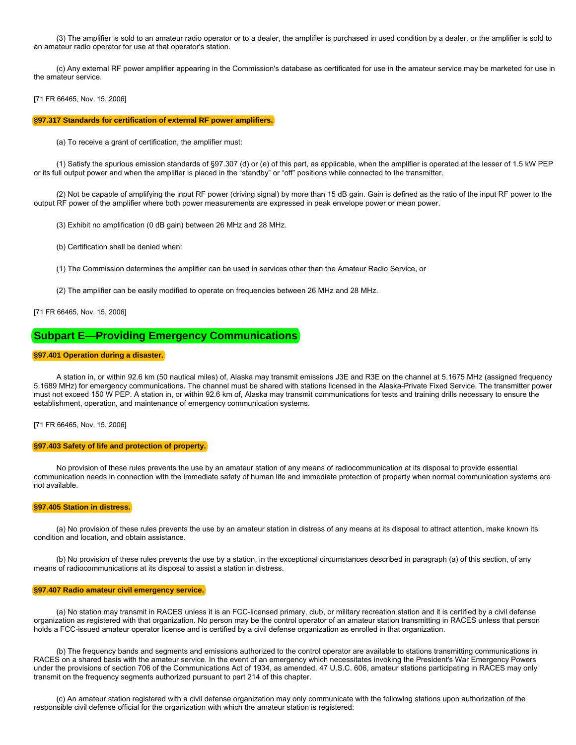(3) The amplifier is sold to an amateur radio operator or to a dealer, the amplifier is purchased in used condition by a dealer, or the amplifier is sold to an amateur radio operator for use at that operator's station.

(c) Any external RF power amplifier appearing in the Commission's database as certificated for use in the amateur service may be marketed for use in the amateur service.

[71 FR 66465, Nov. 15, 2006]

### §97.317 Standards for certification of external RF power amplifiers.

(a) To receive a grant of certification, the amplifier must:

(1) Satisfy the spurious emission standards of §97.307 (d) or (e) of this part, as applicable, when the amplifier is operated at the lesser of 1.5 kW PEP or its full output power and when the amplifier is placed in the "standby" or "off" positions while connected to the transmitter.

(2) Not be capable of amplifying the input RF power (driving signal) by more than 15 dB gain. Gain is defined as the ratio of the input RF power to the output RF power of the amplifier where both power measurements are expressed in peak envelope power or mean power.

(3) Exhibit no amplification (0 dB gain) between 26 MHz and 28 MHz.

(b) Certification shall be denied when:

(1) The Commission determines the amplifier can be used in services other than the Amateur Radio Service, or

(2) The amplifier can be easily modified to operate on frequencies between 26 MHz and 28 MHz.

[71 FR 66465, Nov. 15, 2006]

## Subpart E—Providing Emergency Communications

### §97.401 Operation during a disaster.

A station in, or within 92.6 km (50 nautical miles) of, Alaska may transmit emissions J3E and R3E on the channel at 5.1675 MHz (assigned frequency 5.1689 MHz) for emergency communications. The channel must be shared with stations licensed in the Alaska-Private Fixed Service. The transmitter power must not exceed 150 W PEP. A station in, or within 92.6 km of, Alaska may transmit communications for tests and training drills necessary to ensure the establishment, operation, and maintenance of emergency communication systems.

[71 FR 66465, Nov. 15, 2006]

### §97.403 Safety of life and protection of property.

No provision of these rules prevents the use by an amateur station of any means of radiocommunication at its disposal to provide essential communication needs in connection with the immediate safety of human life and immediate protection of property when normal communication systems are not available.

### §97.405 Station in distress.

(a) No provision of these rules prevents the use by an amateur station in distress of any means at its disposal to attract attention, make known its condition and location, and obtain assistance.

(b) No provision of these rules prevents the use by a station, in the exceptional circumstances described in paragraph (a) of this section, of any means of radiocommunications at its disposal to assist a station in distress.

### §97.407 Radio amateur civil emergency service.

(a) No station may transmit in RACES unless it is an FCC-licensed primary, club, or military recreation station and it is certified by a civil defense organization as registered with that organization. No person may be the control operator of an amateur station transmitting in RACES unless that person holds a FCC-issued amateur operator license and is certified by a civil defense organization as enrolled in that organization.

(b) The frequency bands and segments and emissions authorized to the control operator are available to stations transmitting communications in RACES on a shared basis with the amateur service. In the event of an emergency which necessitates invoking the President's War Emergency Powers under the provisions of section 706 of the Communications Act of 1934, as amended, 47 U.S.C. 606, amateur stations participating in RACES may only transmit on the frequency segments authorized pursuant to part 214 of this chapter.

(c) An amateur station registered with a civil defense organization may only communicate with the following stations upon authorization of the responsible civil defense official for the organization with which the amateur station is registered: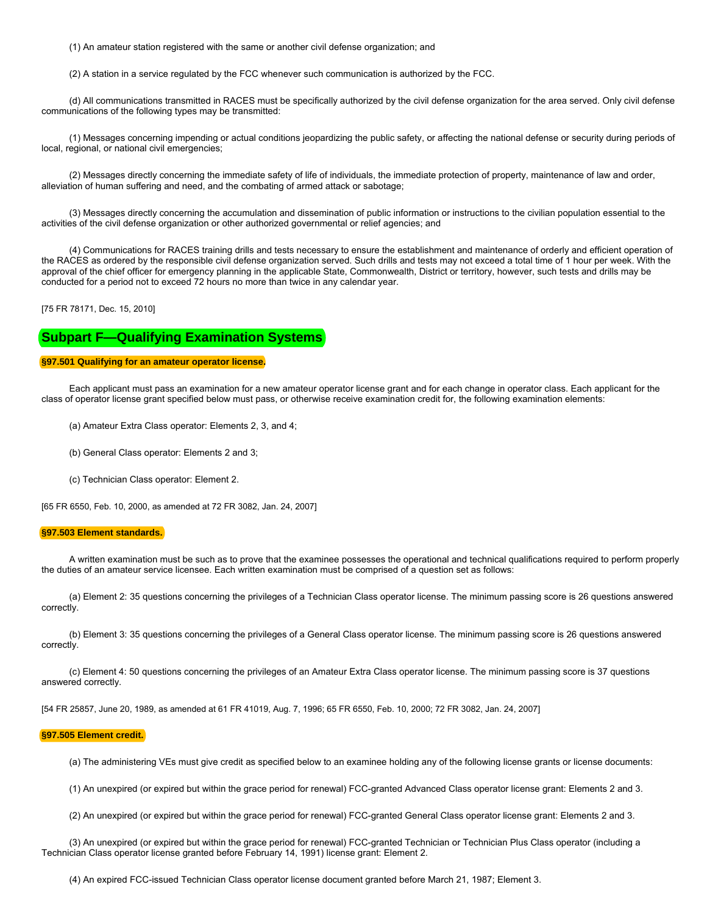(1) An amateur station registered with the same or another civil defense organization; and

(2) A station in a service regulated by the FCC whenever such communication is authorized by the FCC.

(d) All communications transmitted in RACES must be specifically authorized by the civil defense organization for the area served. Only civil defense communications of the following types may be transmitted:

(1) Messages concerning impending or actual conditions jeopardizing the public safety, or affecting the national defense or security during periods of local, regional, or national civil emergencies;

(2) Messages directly concerning the immediate safety of life of individuals, the immediate protection of property, maintenance of law and order, alleviation of human suffering and need, and the combating of armed attack or sabotage;

(3) Messages directly concerning the accumulation and dissemination of public information or instructions to the civilian population essential to the activities of the civil defense organization or other authorized governmental or relief agencies; and

(4) Communications for RACES training drills and tests necessary to ensure the establishment and maintenance of orderly and efficient operation of the RACES as ordered by the responsible civil defense organization served. Such drills and tests may not exceed a total time of 1 hour per week. With the approval of the chief officer for emergency planning in the applicable State, Commonwealth, District or territory, however, such tests and drills may be conducted for a period not to exceed 72 hours no more than twice in any calendar year.

[75 FR 78171, Dec. 15, 2010]

## Subpart F—Qualifying Examination Systems

### §97.501 Qualifying for an amateur operator license.

Each applicant must pass an examination for a new amateur operator license grant and for each change in operator class. Each applicant for the class of operator license grant specified below must pass, or otherwise receive examination credit for, the following examination elements:

(a) Amateur Extra Class operator: Elements 2, 3, and 4;

(b) General Class operator: Elements 2 and 3;

(c) Technician Class operator: Element 2.

[65 FR 6550, Feb. 10, 2000, as amended at 72 FR 3082, Jan. 24, 2007]

### §97.503 Element standards.

A written examination must be such as to prove that the examinee possesses the operational and technical qualifications required to perform properly the duties of an amateur service licensee. Each written examination must be comprised of a question set as follows:

(a) Element 2: 35 questions concerning the privileges of a Technician Class operator license. The minimum passing score is 26 questions answered correctly.

(b) Element 3: 35 questions concerning the privileges of a General Class operator license. The minimum passing score is 26 questions answered correctly.

(c) Element 4: 50 questions concerning the privileges of an Amateur Extra Class operator license. The minimum passing score is 37 questions answered correctly.

[54 FR 25857, June 20, 1989, as amended at 61 FR 41019, Aug. 7, 1996; 65 FR 6550, Feb. 10, 2000; 72 FR 3082, Jan. 24, 2007]

### §97.505 Element credit.

(a) The administering VEs must give credit as specified below to an examinee holding any of the following license grants or license documents:

(1) An unexpired (or expired but within the grace period for renewal) FCC-granted Advanced Class operator license grant: Elements 2 and 3.

(2) An unexpired (or expired but within the grace period for renewal) FCC-granted General Class operator license grant: Elements 2 and 3.

(3) An unexpired (or expired but within the grace period for renewal) FCC-granted Technician or Technician Plus Class operator (including a Technician Class operator license granted before February 14, 1991) license grant: Element 2.

(4) An expired FCC-issued Technician Class operator license document granted before March 21, 1987; Element 3.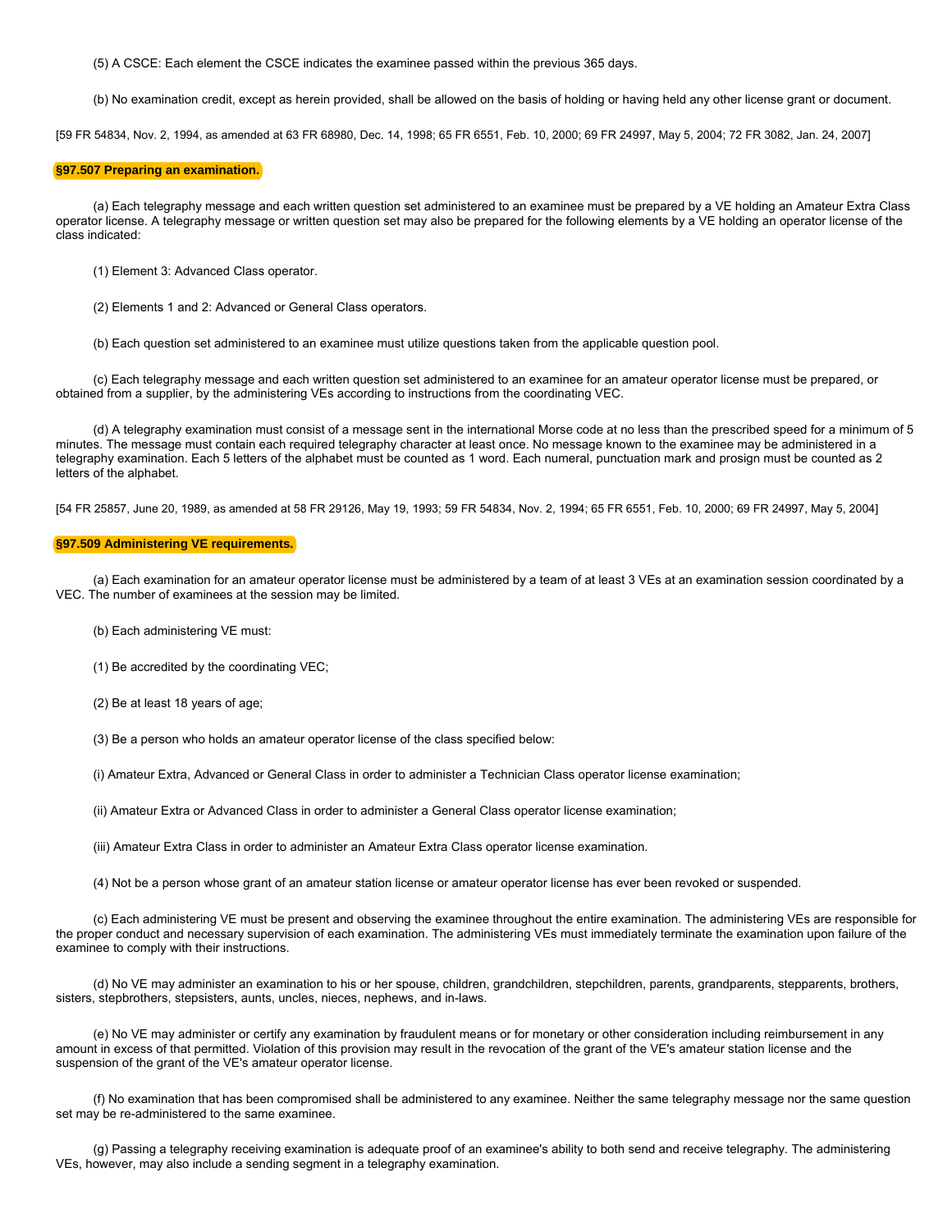(5) A CSCE: Each element the CSCE indicates the examinee passed within the previous 365 days.

(b) No examination credit, except as herein provided, shall be allowed on the basis of holding or having held any other license grant or document.

[59 FR 54834, Nov. 2, 1994, as amended at 63 FR 68980, Dec. 14, 1998; 65 FR 6551, Feb. 10, 2000; 69 FR 24997, May 5, 2004; 72 FR 3082, Jan. 24, 2007]

**§97.507 Preparing an examination.**

(a) Each telegraphy message and each written question set administered to an examinee must be prepared by a VE holding an Amateur Extra Class operator license. A telegraphy message or written question set may also be prepared for the following elements by a VE holding an operator license of the class indicated:

(1) Element 3: Advanced Class operator.

(2) Elements 1 and 2: Advanced or General Class operators.

(b) Each question set administered to an examinee must utilize questions taken from the applicable question pool.

(c) Each telegraphy message and each written question set administered to an examinee for an amateur operator license must be prepared, or obtained from a supplier, by the administering VEs according to instructions from the coordinating VEC.

(d) A telegraphy examination must consist of a message sent in the international Morse code at no less than the prescribed speed for a minimum of 5 minutes. The message must contain each required telegraphy character at least once. No message known to the examinee may be administered in a telegraphy examination. Each 5 letters of the alphabet must be counted as 1 word. Each numeral, punctuation mark and prosign must be counted as 2 letters of the alphabet.

[54 FR 25857, June 20, 1989, as amended at 58 FR 29126, May 19, 1993; 59 FR 54834, Nov. 2, 1994; 65 FR 6551, Feb. 10, 2000; 69 FR 24997, May 5, 2004]

**§97.509 Administering VE requirements.**

(a) Each examination for an amateur operator license must be administered by a team of at least 3 VEs at an examination session coordinated by a VEC. The number of examinees at the session may be limited.

(b) Each administering VE must:

(1) Be accredited by the coordinating VEC;

(2) Be at least 18 years of age;

(3) Be a person who holds an amateur operator license of the class specified below:

(i) Amateur Extra, Advanced or General Class in order to administer a Technician Class operator license examination;

(ii) Amateur Extra or Advanced Class in order to administer a General Class operator license examination;

(iii) Amateur Extra Class in order to administer an Amateur Extra Class operator license examination.

(4) Not be a person whose grant of an amateur station license or amateur operator license has ever been revoked or suspended.

(c) Each administering VE must be present and observing the examinee throughout the entire examination. The administering VEs are responsible for the proper conduct and necessary supervision of each examination. The administering VEs must immediately terminate the examination upon failure of the examinee to comply with their instructions.

(d) No VE may administer an examination to his or her spouse, children, grandchildren, stepchildren, parents, grandparents, stepparents, brothers, sisters, stepbrothers, stepsisters, aunts, uncles, nieces, nephews, and in-laws.

(e) No VE may administer or certify any examination by fraudulent means or for monetary or other consideration including reimbursement in any amount in excess of that permitted. Violation of this provision may result in the revocation of the grant of the VE's amateur station license and the suspension of the grant of the VE's amateur operator license.

(f) No examination that has been compromised shall be administered to any examinee. Neither the same telegraphy message nor the same question set may be re-administered to the same examinee.

(g) Passing a telegraphy receiving examination is adequate proof of an examinee's ability to both send and receive telegraphy. The administering VEs, however, may also include a sending segment in a telegraphy examination.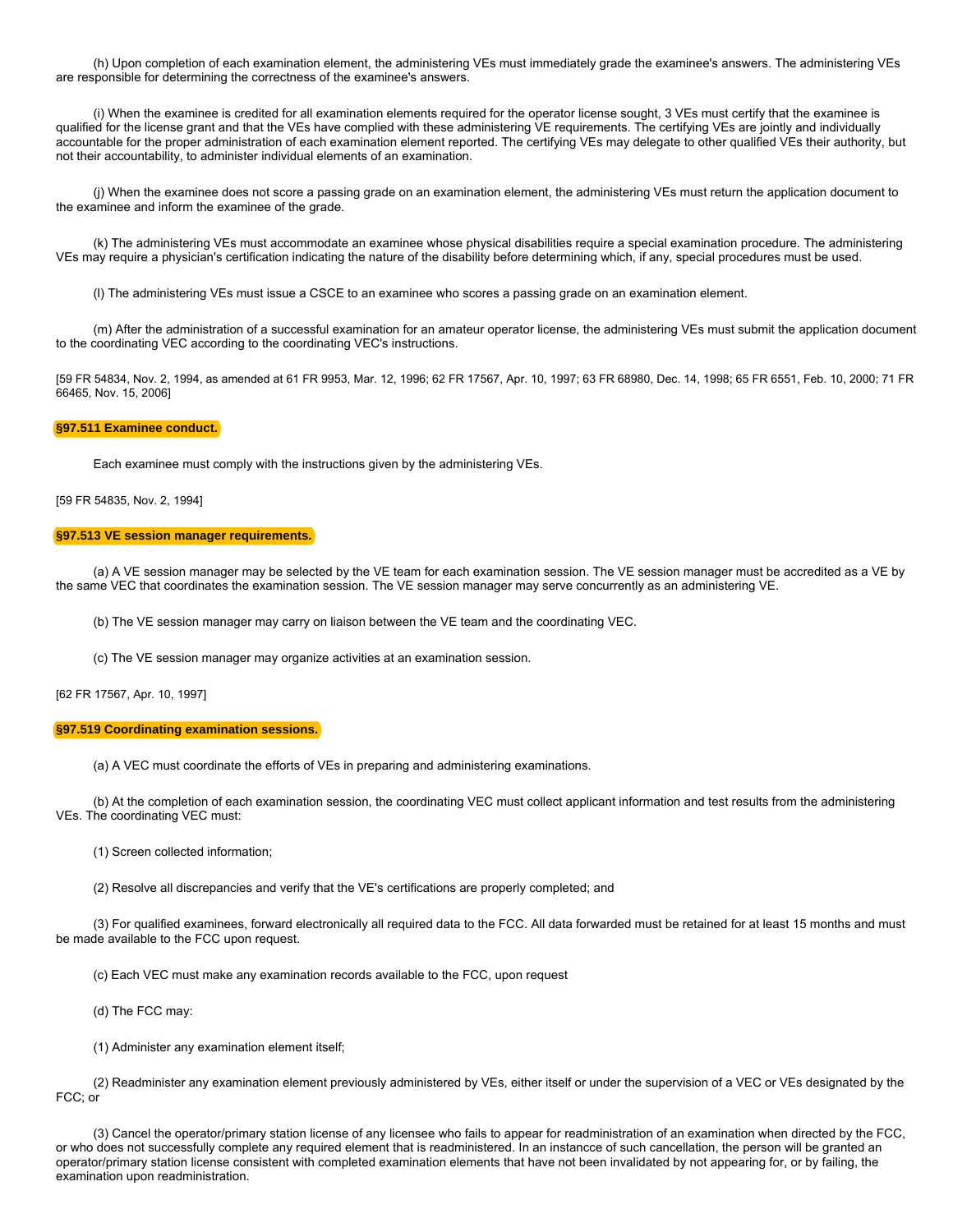(h) Upon completion of each examination element, the administering VEs must immediately grade the examinee's answers. The administering VEs are responsible for determining the correctness of the examinee's answers.

(i) When the examinee is credited for all examination elements required for the operator license sought, 3 VEs must certify that the examinee is qualified for the license grant and that the VEs have complied with these administering VE requirements. The certifying VEs are jointly and individually accountable for the proper administration of each examination element reported. The certifying VEs may delegate to other qualified VEs their authority, but not their accountability, to administer individual elements of an examination.

(j) When the examinee does not score a passing grade on an examination element, the administering VEs must return the application document to the examinee and inform the examinee of the grade.

(k) The administering VEs must accommodate an examinee whose physical disabilities require a special examination procedure. The administering VEs may require a physician's certification indicating the nature of the disability before determining which, if any, special procedures must be used.

(l) The administering VEs must issue a CSCE to an examinee who scores a passing grade on an examination element.

(m) After the administration of a successful examination for an amateur operator license, the administering VEs must submit the application document to the coordinating VEC according to the coordinating VEC's instructions.

[59 FR 54834, Nov. 2, 1994, as amended at 61 FR 9953, Mar. 12, 1996; 62 FR 17567, Apr. 10, 1997; 63 FR 68980, Dec. 14, 1998; 65 FR 6551, Feb. 10, 2000; 71 FR 66465, Nov. 15, 2006]

**§97.511 Examinee conduct.**

Each examinee must comply with the instructions given by the administering VEs.

[59 FR 54835, Nov. 2, 1994]

**§97.513 VE session manager requirements.**

(a) A VE session manager may be selected by the VE team for each examination session. The VE session manager must be accredited as a VE by the same VEC that coordinates the examination session. The VE session manager may serve concurrently as an administering VE.

(b) The VE session manager may carry on liaison between the VE team and the coordinating VEC.

(c) The VE session manager may organize activities at an examination session.

[62 FR 17567, Apr. 10, 1997]

**§97.519 Coordinating examination sessions.**

(a) A VEC must coordinate the efforts of VEs in preparing and administering examinations.

(b) At the completion of each examination session, the coordinating VEC must collect applicant information and test results from the administering VEs. The coordinating VEC must:

(1) Screen collected information;

(2) Resolve all discrepancies and verify that the VE's certifications are properly completed; and

(3) For qualified examinees, forward electronically all required data to the FCC. All data forwarded must be retained for at least 15 months and must be made available to the FCC upon request.

(c) Each VEC must make any examination records available to the FCC, upon request

(d) The FCC may:

(1) Administer any examination element itself;

(2) Readminister any examination element previously administered by VEs, either itself or under the supervision of a VEC or VEs designated by the FCC; or

(3) Cancel the operator/primary station license of any licensee who fails to appear for readministration of an examination when directed by the FCC, or who does not successfully complete any required element that is readministered. In an instancce of such cancellation, the person will be granted an operator/primary station license consistent with completed examination elements that have not been invalidated by not appearing for, or by failing, the examination upon readministration.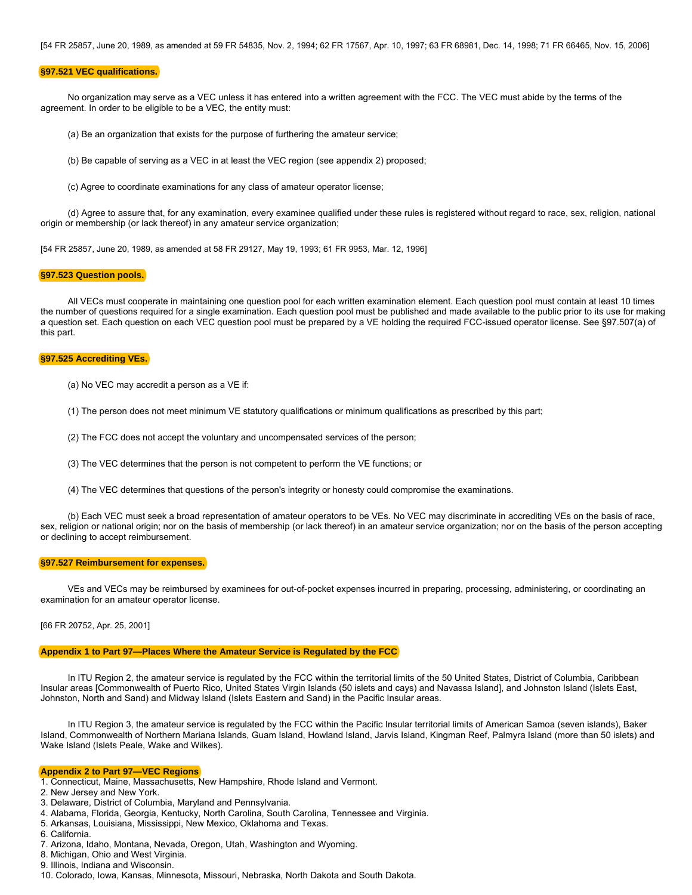[54 FR 25857, June 20, 1989, as amended at 59 FR 54835, Nov. 2, 1994; 62 FR 17567, Apr. 10, 1997; 63 FR 68981, Dec. 14, 1998; 71 FR 66465, Nov. 15, 2006]

### §97.521 VEC qualifications.

No organization may serve as a VEC unless it has entered into a written agreement with the FCC. The VEC must abide by the terms of the agreement. In order to be eligible to be a VEC, the entity must:

(a) Be an organization that exists for the purpose of furthering the amateur service;

(b) Be capable of serving as a VEC in at least the VEC region (see appendix 2) proposed;

(c) Agree to coordinate examinations for any class of amateur operator license;

(d) Agree to assure that, for any examination, every examinee qualified under these rules is registered without regard to race, sex, religion, national origin or membership (or lack thereof) in any amateur service organization;

[54 FR 25857, June 20, 1989, as amended at 58 FR 29127, May 19, 1993; 61 FR 9953, Mar. 12, 1996]

### §97.523 Question pools.

All VECs must cooperate in maintaining one question pool for each written examination element. Each question pool must contain at least 10 times the number of questions required for a single examination. Each question pool must be published and made available to the public prior to its use for making a question set. Each question on each VEC question pool must be prepared by a VE holding the required FCC-issued operator license. See §97.507(a) of this part.

### §97.525 Accrediting VEs.

(a) No VEC may accredit a person as a VE if:

(1) The person does not meet minimum VE statutory qualifications or minimum qualifications as prescribed by this part;

(2) The FCC does not accept the voluntary and uncompensated services of the person;

(3) The VEC determines that the person is not competent to perform the VE functions; or

(4) The VEC determines that questions of the person's integrity or honesty could compromise the examinations.

(b) Each VEC must seek a broad representation of amateur operators to be VEs. No VEC may discriminate in accrediting VEs on the basis of race, sex, religion or national origin; nor on the basis of membership (or lack thereof) in an amateur service organization; nor on the basis of the person accepting or declining to accept reimbursement.

### §97.527 Reimbursement for expenses.

VEs and VECs may be reimbursed by examinees for out-of-pocket expenses incurred in preparing, processing, administering, or coordinating an examination for an amateur operator license.

[66 FR 20752, Apr. 25, 2001]

### Appendix 1 to Part 97—Places Where the Amateur Service is Regulated by the FCC

In ITU Region 2, the amateur service is regulated by the FCC within the territorial limits of the 50 United States, District of Columbia, Caribbean Insular areas [Commonwealth of Puerto Rico, United States Virgin Islands (50 islets and cays) and Navassa Island], and Johnston Island (Islets East, Johnston, North and Sand) and Midway Island (Islets Eastern and Sand) in the Pacific Insular areas.

In ITU Region 3, the amateur service is regulated by the FCC within the Pacific Insular territorial limits of American Samoa (seven islands), Baker Island, Commonwealth of Northern Mariana Islands, Guam Island, Howland Island, Jarvis Island, Kingman Reef, Palmyra Island (more than 50 islets) and Wake Island (Islets Peale, Wake and Wilkes).

### Appendix 2 to Part 97—VEC Regions

1. Connecticut, Maine, Massachusetts, New Hampshire, Rhode Island and Vermont.
2. New Jersey and New York.
3. Delaware, District of Columbia, Maryland and Pennsylvania.
4. Alabama, Florida, Georgia, Kentucky, North Carolina, South Carolina, Tennessee and Virginia.
5. Arkansas, Louisiana, Mississippi, New Mexico, Oklahoma and Texas.
6. California.
7. Arizona, Idaho, Montana, Nevada, Oregon, Utah, Washington and Wyoming.
8. Michigan, Ohio and West Virginia.
9. Illinois, Indiana and Wisconsin.
10. Colorado, Iowa, Kansas, Minnesota, Missouri, Nebraska, North Dakota and South Dakota.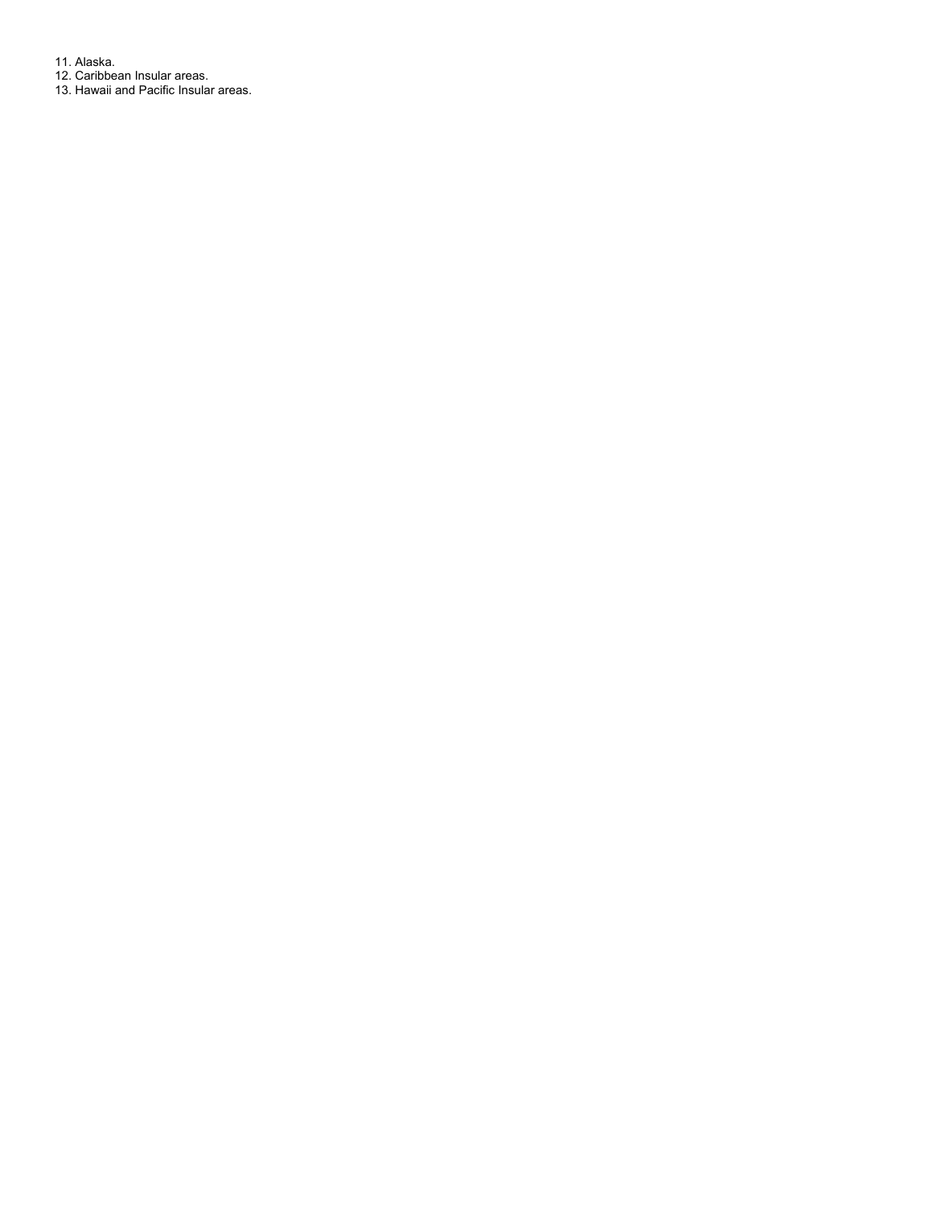11. Alaska.
12. Caribbean Insular areas.
13. Hawaii and Pacific Insular areas.